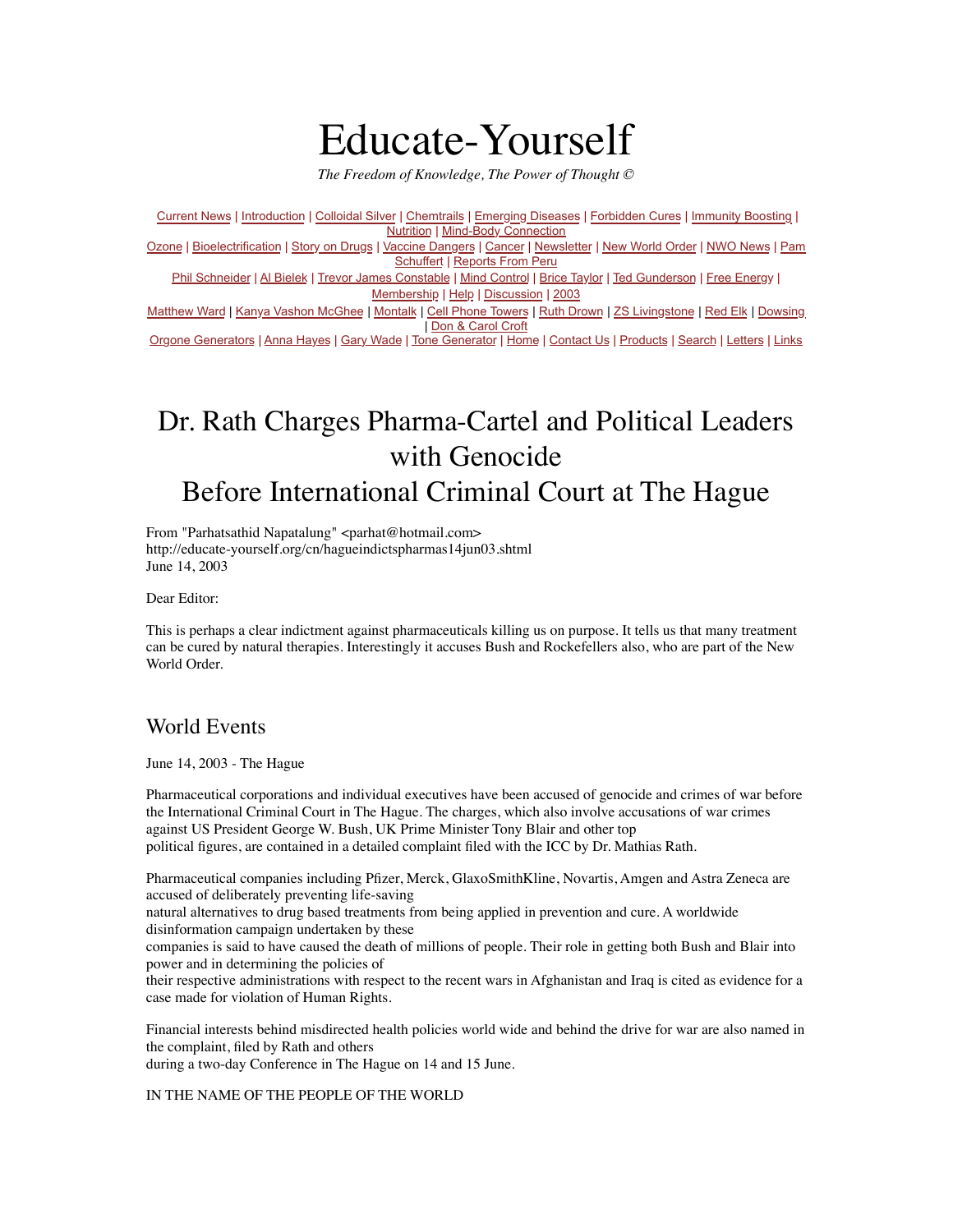# Educate-Yourself

*The Freedom of Knowledge, The Power of Thought ©*

Current News | Introduction | Colloidal Silver | Chemtrails | Emerging Diseases | Forbidden Cures | Immunity Boosting | Nutrition | Mind-Body Connection
Ozone | Bioelectrification | Story on Drugs | Vaccine Dangers | Cancer | Newsletter | New World Order | NWO News | Pam Schuffert | Reports From Peru
Phil Schneider | Al Bielek | Trevor James Constable | Mind Control | Brice Taylor | Ted Gunderson | Free Energy | Membership | Help | Discussion | 2003
Matthew Ward | Kanya Vashon McGhee | Montalk | Cell Phone Towers | Ruth Drown | ZS Livingstone | Red Elk | Dowsing | Don & Carol Croft
Orgone Generators | Anna Hayes | Gary Wade | Tone Generator | Home | Contact Us | Products | Search | Letters | Links

# Dr. Rath Charges Pharma-Cartel and Political Leaders with Genocide Before International Criminal Court at The Hague

From "Parhatsathid Napatalung" <parhat@hotmail.com>
http://educate-yourself.org/cn/hagueindictspharmas14jun03.shtml
June 14, 2003

Dear Editor:

This is perhaps a clear indictment against pharmaceuticals killing us on purpose. It tells us that many treatment can be cured by natural therapies. Interestingly it accuses Bush and Rockefellers also, who are part of the New World Order.

## World Events

June 14, 2003 - The Hague

Pharmaceutical corporations and individual executives have been accused of genocide and crimes of war before the International Criminal Court in The Hague. The charges, which also involve accusations of war crimes against US President George W. Bush, UK Prime Minister Tony Blair and other top political figures, are contained in a detailed complaint filed with the ICC by Dr. Mathias Rath.

Pharmaceutical companies including Pfizer, Merck, GlaxoSmithKline, Novartis, Amgen and Astra Zeneca are accused of deliberately preventing life-saving natural alternatives to drug based treatments from being applied in prevention and cure. A worldwide disinformation campaign undertaken by these companies is said to have caused the death of millions of people. Their role in getting both Bush and Blair into power and in determining the policies of their respective administrations with respect to the recent wars in Afghanistan and Iraq is cited as evidence for a case made for violation of Human Rights.

Financial interests behind misdirected health policies world wide and behind the drive for war are also named in the complaint, filed by Rath and others during a two-day Conference in The Hague on 14 and 15 June.

IN THE NAME OF THE PEOPLE OF THE WORLD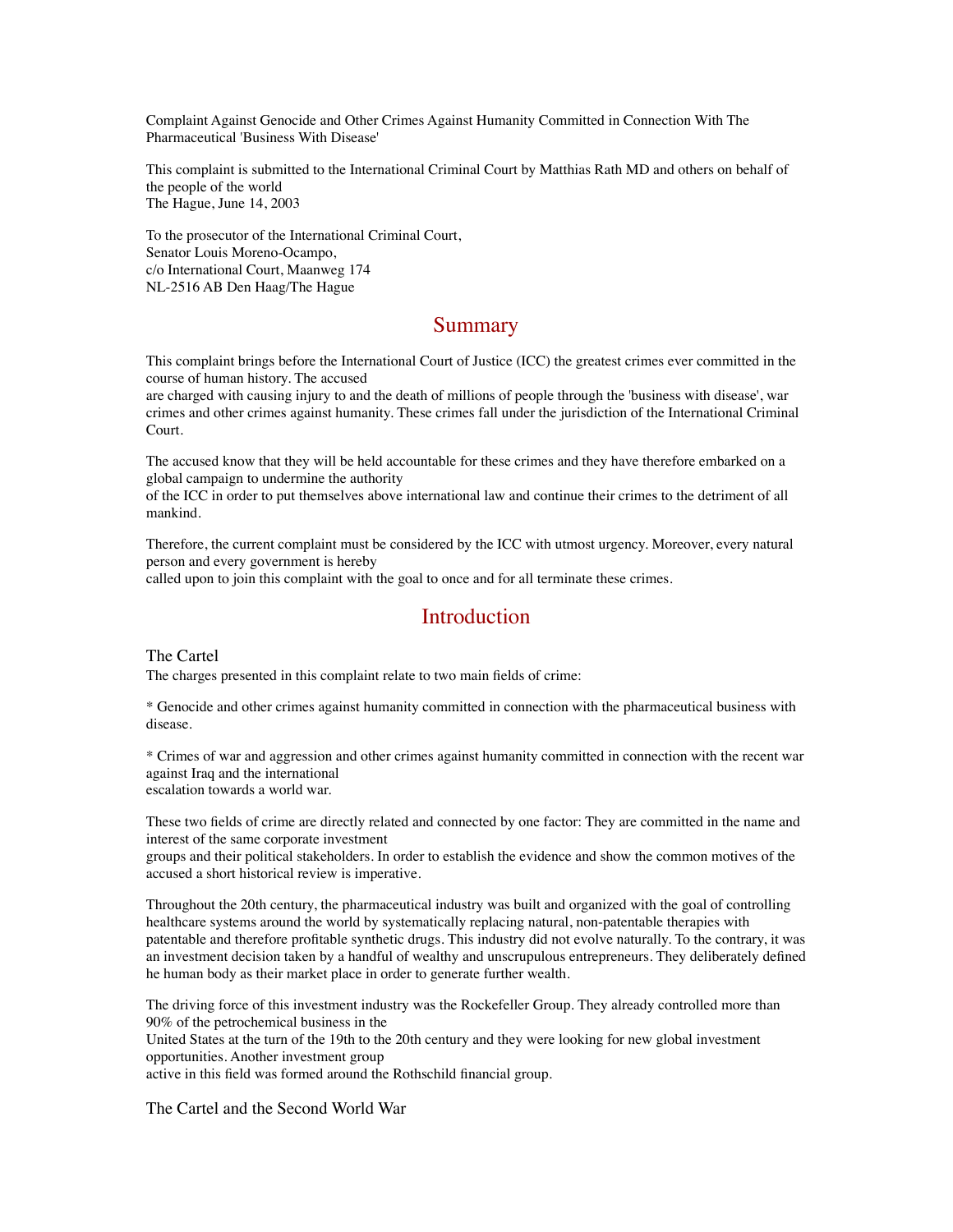Complaint Against Genocide and Other Crimes Against Humanity Committed in Connection With The Pharmaceutical 'Business With Disease'

This complaint is submitted to the International Criminal Court by Matthias Rath MD and others on behalf of the people of the world
The Hague, June 14, 2003

To the prosecutor of the International Criminal Court,
Senator Louis Moreno-Ocampo,
c/o International Court, Maanweg 174
NL-2516 AB Den Haag/The Hague

## Summary

This complaint brings before the International Court of Justice (ICC) the greatest crimes ever committed in the course of human history. The accused are charged with causing injury to and the death of millions of people through the 'business with disease', war crimes and other crimes against humanity. These crimes fall under the jurisdiction of the International Criminal Court.

The accused know that they will be held accountable for these crimes and they have therefore embarked on a global campaign to undermine the authority of the ICC in order to put themselves above international law and continue their crimes to the detriment of all mankind.

Therefore, the current complaint must be considered by the ICC with utmost urgency. Moreover, every natural person and every government is hereby called upon to join this complaint with the goal to once and for all terminate these crimes.

## Introduction

### The Cartel

The charges presented in this complaint relate to two main fields of crime:

* Genocide and other crimes against humanity committed in connection with the pharmaceutical business with disease.

* Crimes of war and aggression and other crimes against humanity committed in connection with the recent war against Iraq and the international escalation towards a world war.

These two fields of crime are directly related and connected by one factor: They are committed in the name and interest of the same corporate investment groups and their political stakeholders. In order to establish the evidence and show the common motives of the accused a short historical review is imperative.

Throughout the 20th century, the pharmaceutical industry was built and organized with the goal of controlling healthcare systems around the world by systematically replacing natural, non-patentable therapies with patentable and therefore profitable synthetic drugs. This industry did not evolve naturally. To the contrary, it was an investment decision taken by a handful of wealthy and unscrupulous entrepreneurs. They deliberately defined he human body as their market place in order to generate further wealth.

The driving force of this investment industry was the Rockefeller Group. They already controlled more than 90% of the petrochemical business in the United States at the turn of the 19th to the 20th century and they were looking for new global investment opportunities. Another investment group active in this field was formed around the Rothschild financial group.

### The Cartel and the Second World War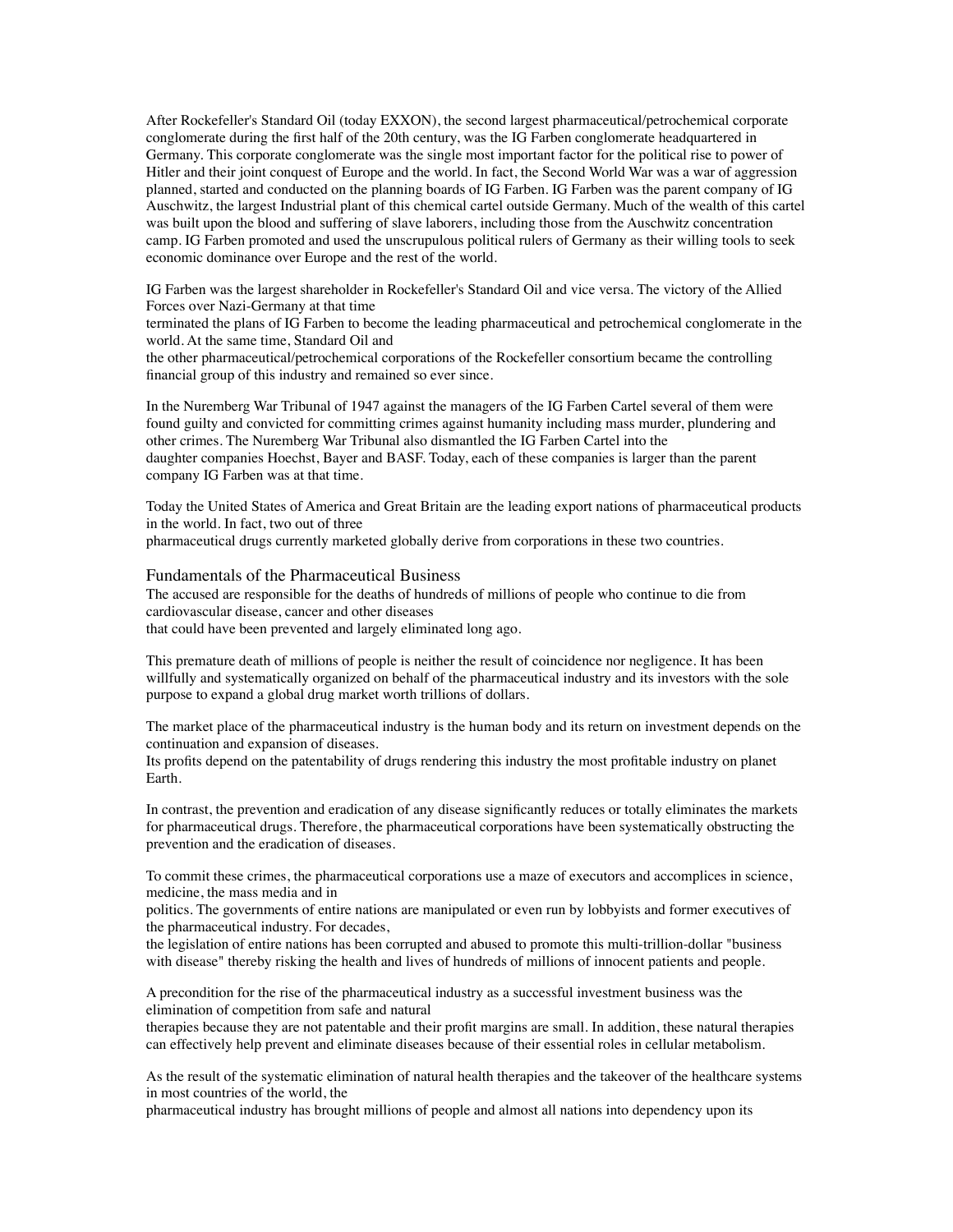After Rockefeller's Standard Oil (today EXXON), the second largest pharmaceutical/petrochemical corporate conglomerate during the first half of the 20th century, was the IG Farben conglomerate headquartered in Germany. This corporate conglomerate was the single most important factor for the political rise to power of Hitler and their joint conquest of Europe and the world. In fact, the Second World War was a war of aggression planned, started and conducted on the planning boards of IG Farben. IG Farben was the parent company of IG Auschwitz, the largest Industrial plant of this chemical cartel outside Germany. Much of the wealth of this cartel was built upon the blood and suffering of slave laborers, including those from the Auschwitz concentration camp. IG Farben promoted and used the unscrupulous political rulers of Germany as their willing tools to seek economic dominance over Europe and the rest of the world.

IG Farben was the largest shareholder in Rockefeller's Standard Oil and vice versa. The victory of the Allied Forces over Nazi-Germany at that time terminated the plans of IG Farben to become the leading pharmaceutical and petrochemical conglomerate in the world. At the same time, Standard Oil and the other pharmaceutical/petrochemical corporations of the Rockefeller consortium became the controlling financial group of this industry and remained so ever since.

In the Nuremberg War Tribunal of 1947 against the managers of the IG Farben Cartel several of them were found guilty and convicted for committing crimes against humanity including mass murder, plundering and other crimes. The Nuremberg War Tribunal also dismantled the IG Farben Cartel into the daughter companies Hoechst, Bayer and BASF. Today, each of these companies is larger than the parent company IG Farben was at that time.

Today the United States of America and Great Britain are the leading export nations of pharmaceutical products in the world. In fact, two out of three pharmaceutical drugs currently marketed globally derive from corporations in these two countries.

## Fundamentals of the Pharmaceutical Business

The accused are responsible for the deaths of hundreds of millions of people who continue to die from cardiovascular disease, cancer and other diseases that could have been prevented and largely eliminated long ago.

This premature death of millions of people is neither the result of coincidence nor negligence. It has been willfully and systematically organized on behalf of the pharmaceutical industry and its investors with the sole purpose to expand a global drug market worth trillions of dollars.

The market place of the pharmaceutical industry is the human body and its return on investment depends on the continuation and expansion of diseases.
Its profits depend on the patentability of drugs rendering this industry the most profitable industry on planet Earth.

In contrast, the prevention and eradication of any disease significantly reduces or totally eliminates the markets for pharmaceutical drugs. Therefore, the pharmaceutical corporations have been systematically obstructing the prevention and the eradication of diseases.

To commit these crimes, the pharmaceutical corporations use a maze of executors and accomplices in science, medicine, the mass media and in politics. The governments of entire nations are manipulated or even run by lobbyists and former executives of the pharmaceutical industry. For decades, the legislation of entire nations has been corrupted and abused to promote this multi-trillion-dollar "business with disease" thereby risking the health and lives of hundreds of millions of innocent patients and people.

A precondition for the rise of the pharmaceutical industry as a successful investment business was the elimination of competition from safe and natural therapies because they are not patentable and their profit margins are small. In addition, these natural therapies can effectively help prevent and eliminate diseases because of their essential roles in cellular metabolism.

As the result of the systematic elimination of natural health therapies and the takeover of the healthcare systems in most countries of the world, the pharmaceutical industry has brought millions of people and almost all nations into dependency upon its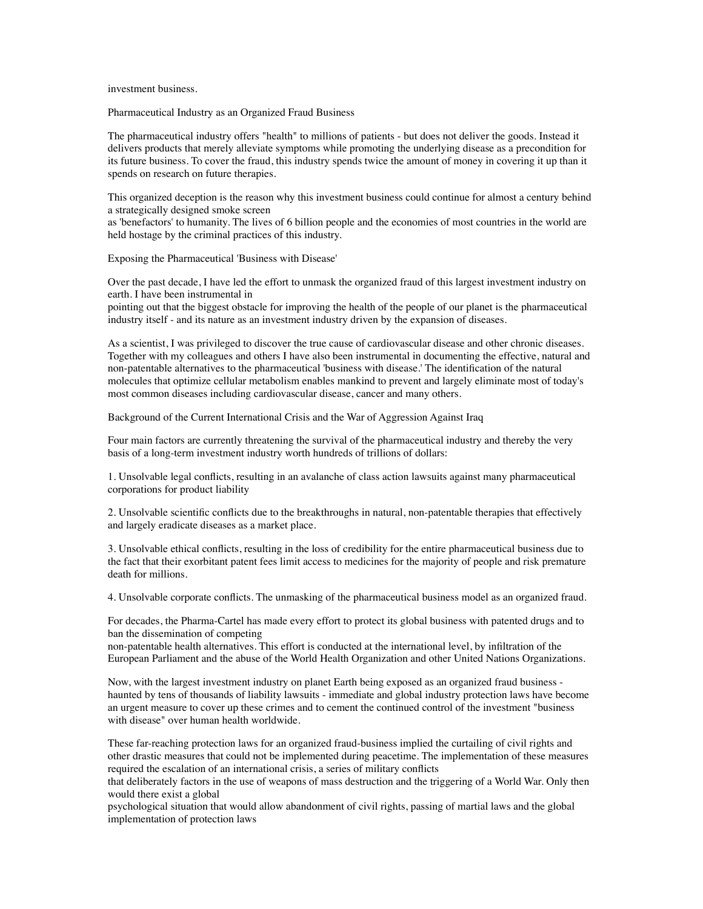investment business.

## Pharmaceutical Industry as an Organized Fraud Business

The pharmaceutical industry offers "health" to millions of patients - but does not deliver the goods. Instead it delivers products that merely alleviate symptoms while promoting the underlying disease as a precondition for its future business. To cover the fraud, this industry spends twice the amount of money in covering it up than it spends on research on future therapies.

This organized deception is the reason why this investment business could continue for almost a century behind a strategically designed smoke screen as 'benefactors' to humanity. The lives of 6 billion people and the economies of most countries in the world are held hostage by the criminal practices of this industry.

## Exposing the Pharmaceutical 'Business with Disease'

Over the past decade, I have led the effort to unmask the organized fraud of this largest investment industry on earth. I have been instrumental in pointing out that the biggest obstacle for improving the health of the people of our planet is the pharmaceutical industry itself - and its nature as an investment industry driven by the expansion of diseases.

As a scientist, I was privileged to discover the true cause of cardiovascular disease and other chronic diseases. Together with my colleagues and others I have also been instrumental in documenting the effective, natural and non-patentable alternatives to the pharmaceutical 'business with disease.' The identification of the natural molecules that optimize cellular metabolism enables mankind to prevent and largely eliminate most of today's most common diseases including cardiovascular disease, cancer and many others.

## Background of the Current International Crisis and the War of Aggression Against Iraq

Four main factors are currently threatening the survival of the pharmaceutical industry and thereby the very basis of a long-term investment industry worth hundreds of trillions of dollars:

1. Unsolvable legal conflicts, resulting in an avalanche of class action lawsuits against many pharmaceutical corporations for product liability

2. Unsolvable scientific conflicts due to the breakthroughs in natural, non-patentable therapies that effectively and largely eradicate diseases as a market place.

3. Unsolvable ethical conflicts, resulting in the loss of credibility for the entire pharmaceutical business due to the fact that their exorbitant patent fees limit access to medicines for the majority of people and risk premature death for millions.

4. Unsolvable corporate conflicts. The unmasking of the pharmaceutical business model as an organized fraud.

For decades, the Pharma-Cartel has made every effort to protect its global business with patented drugs and to ban the dissemination of competing non-patentable health alternatives. This effort is conducted at the international level, by infiltration of the European Parliament and the abuse of the World Health Organization and other United Nations Organizations.

Now, with the largest investment industry on planet Earth being exposed as an organized fraud business - haunted by tens of thousands of liability lawsuits - immediate and global industry protection laws have become an urgent measure to cover up these crimes and to cement the continued control of the investment "business with disease" over human health worldwide.

These far-reaching protection laws for an organized fraud-business implied the curtailing of civil rights and other drastic measures that could not be implemented during peacetime. The implementation of these measures required the escalation of an international crisis, a series of military conflicts that deliberately factors in the use of weapons of mass destruction and the triggering of a World War. Only then would there exist a global psychological situation that would allow abandonment of civil rights, passing of martial laws and the global implementation of protection laws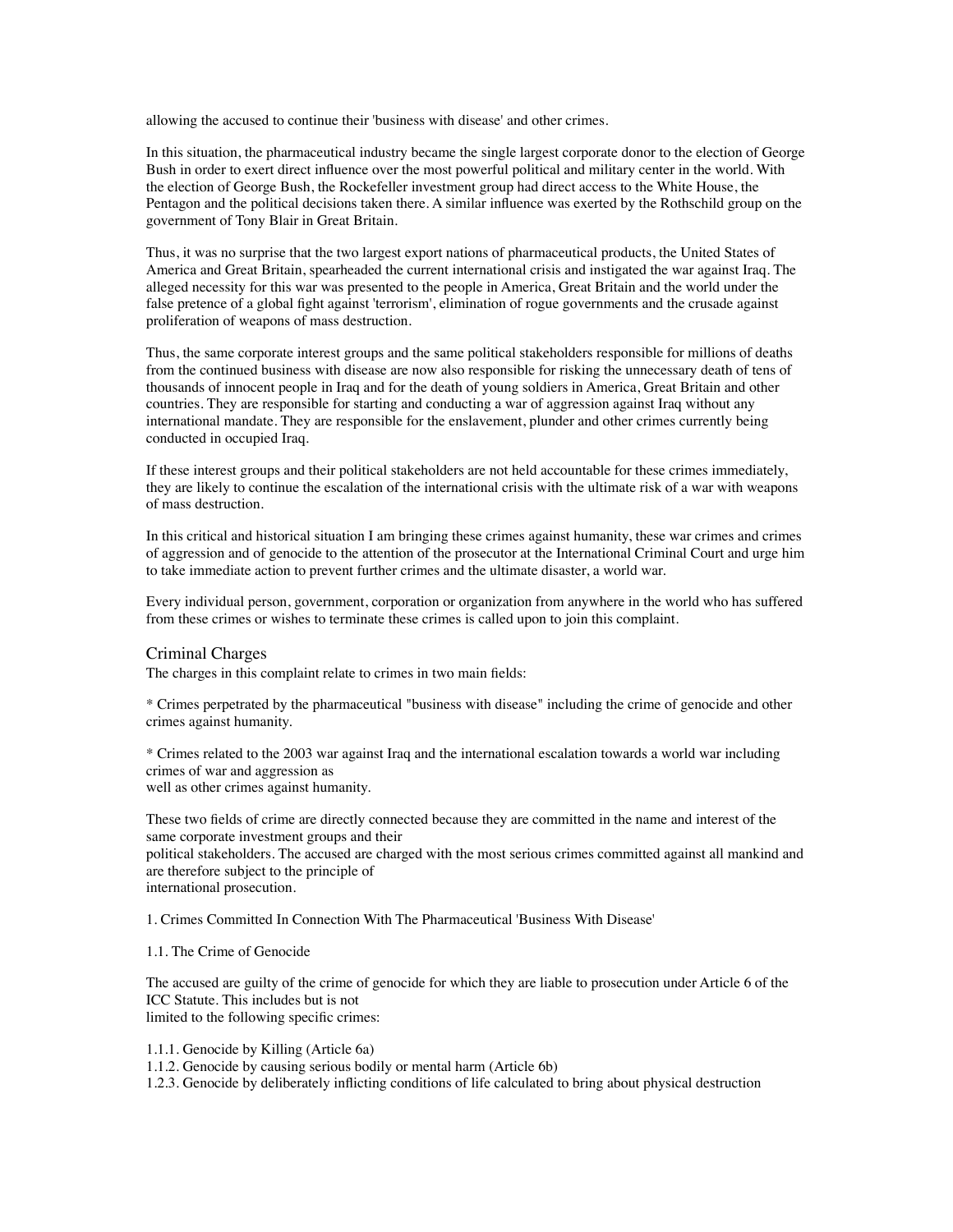allowing the accused to continue their 'business with disease' and other crimes.

In this situation, the pharmaceutical industry became the single largest corporate donor to the election of George Bush in order to exert direct influence over the most powerful political and military center in the world. With the election of George Bush, the Rockefeller investment group had direct access to the White House, the Pentagon and the political decisions taken there. A similar influence was exerted by the Rothschild group on the government of Tony Blair in Great Britain.

Thus, it was no surprise that the two largest export nations of pharmaceutical products, the United States of America and Great Britain, spearheaded the current international crisis and instigated the war against Iraq. The alleged necessity for this war was presented to the people in America, Great Britain and the world under the false pretence of a global fight against 'terrorism', elimination of rogue governments and the crusade against proliferation of weapons of mass destruction.

Thus, the same corporate interest groups and the same political stakeholders responsible for millions of deaths from the continued business with disease are now also responsible for risking the unnecessary death of tens of thousands of innocent people in Iraq and for the death of young soldiers in America, Great Britain and other countries. They are responsible for starting and conducting a war of aggression against Iraq without any international mandate. They are responsible for the enslavement, plunder and other crimes currently being conducted in occupied Iraq.

If these interest groups and their political stakeholders are not held accountable for these crimes immediately, they are likely to continue the escalation of the international crisis with the ultimate risk of a war with weapons of mass destruction.

In this critical and historical situation I am bringing these crimes against humanity, these war crimes and crimes of aggression and of genocide to the attention of the prosecutor at the International Criminal Court and urge him to take immediate action to prevent further crimes and the ultimate disaster, a world war.

Every individual person, government, corporation or organization from anywhere in the world who has suffered from these crimes or wishes to terminate these crimes is called upon to join this complaint.

## Criminal Charges

The charges in this complaint relate to crimes in two main fields:

* Crimes perpetrated by the pharmaceutical "business with disease" including the crime of genocide and other crimes against humanity.

* Crimes related to the 2003 war against Iraq and the international escalation towards a world war including crimes of war and aggression as well as other crimes against humanity.

These two fields of crime are directly connected because they are committed in the name and interest of the same corporate investment groups and their political stakeholders. The accused are charged with the most serious crimes committed against all mankind and are therefore subject to the principle of international prosecution.

1. Crimes Committed In Connection With The Pharmaceutical 'Business With Disease'

1.1. The Crime of Genocide

The accused are guilty of the crime of genocide for which they are liable to prosecution under Article 6 of the ICC Statute. This includes but is not limited to the following specific crimes:

1.1.1. Genocide by Killing (Article 6a)
1.1.2. Genocide by causing serious bodily or mental harm (Article 6b)
1.2.3. Genocide by deliberately inflicting conditions of life calculated to bring about physical destruction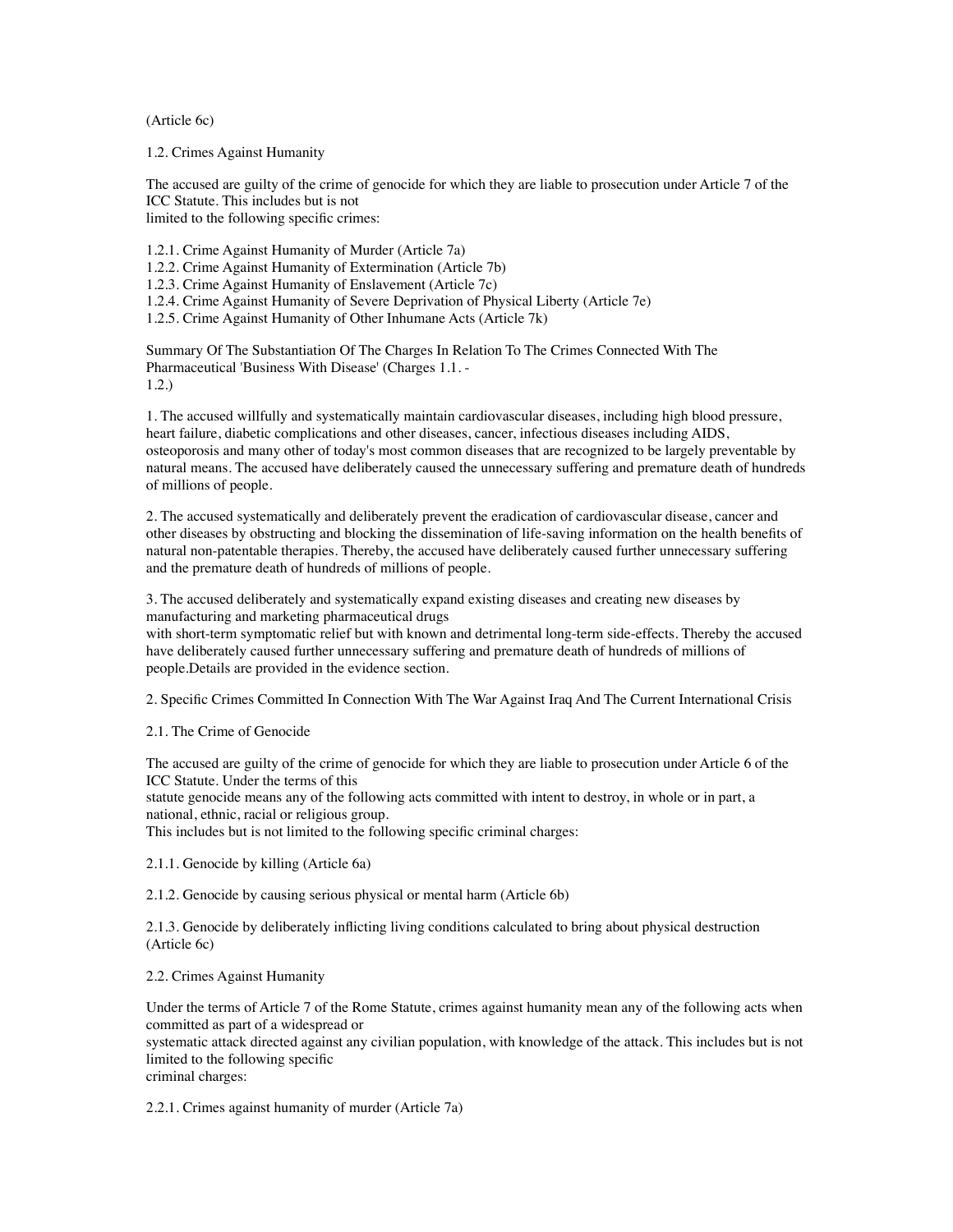(Article 6c)

## 1.2. Crimes Against Humanity

The accused are guilty of the crime of genocide for which they are liable to prosecution under Article 7 of the ICC Statute. This includes but is not limited to the following specific crimes:

1.2.1. Crime Against Humanity of Murder (Article 7a)
1.2.2. Crime Against Humanity of Extermination (Article 7b)
1.2.3. Crime Against Humanity of Enslavement (Article 7c)
1.2.4. Crime Against Humanity of Severe Deprivation of Physical Liberty (Article 7e)
1.2.5. Crime Against Humanity of Other Inhumane Acts (Article 7k)

Summary Of The Substantiation Of The Charges In Relation To The Crimes Connected With The Pharmaceutical 'Business With Disease' (Charges 1.1. - 1.2.)

1. The accused willfully and systematically maintain cardiovascular diseases, including high blood pressure, heart failure, diabetic complications and other diseases, cancer, infectious diseases including AIDS, osteoporosis and many other of today's most common diseases that are recognized to be largely preventable by natural means. The accused have deliberately caused the unnecessary suffering and premature death of hundreds of millions of people.

2. The accused systematically and deliberately prevent the eradication of cardiovascular disease, cancer and other diseases by obstructing and blocking the dissemination of life-saving information on the health benefits of natural non-patentable therapies. Thereby, the accused have deliberately caused further unnecessary suffering and the premature death of hundreds of millions of people.

3. The accused deliberately and systematically expand existing diseases and creating new diseases by manufacturing and marketing pharmaceutical drugs with short-term symptomatic relief but with known and detrimental long-term side-effects. Thereby the accused have deliberately caused further unnecessary suffering and premature death of hundreds of millions of people.Details are provided in the evidence section.

# 2. Specific Crimes Committed In Connection With The War Against Iraq And The Current International Crisis

## 2.1. The Crime of Genocide

The accused are guilty of the crime of genocide for which they are liable to prosecution under Article 6 of the ICC Statute. Under the terms of this statute genocide means any of the following acts committed with intent to destroy, in whole or in part, a national, ethnic, racial or religious group.
This includes but is not limited to the following specific criminal charges:

2.1.1. Genocide by killing (Article 6a)

2.1.2. Genocide by causing serious physical or mental harm (Article 6b)

2.1.3. Genocide by deliberately inflicting living conditions calculated to bring about physical destruction (Article 6c)

## 2.2. Crimes Against Humanity

Under the terms of Article 7 of the Rome Statute, crimes against humanity mean any of the following acts when committed as part of a widespread or systematic attack directed against any civilian population, with knowledge of the attack. This includes but is not limited to the following specific criminal charges:

2.2.1. Crimes against humanity of murder (Article 7a)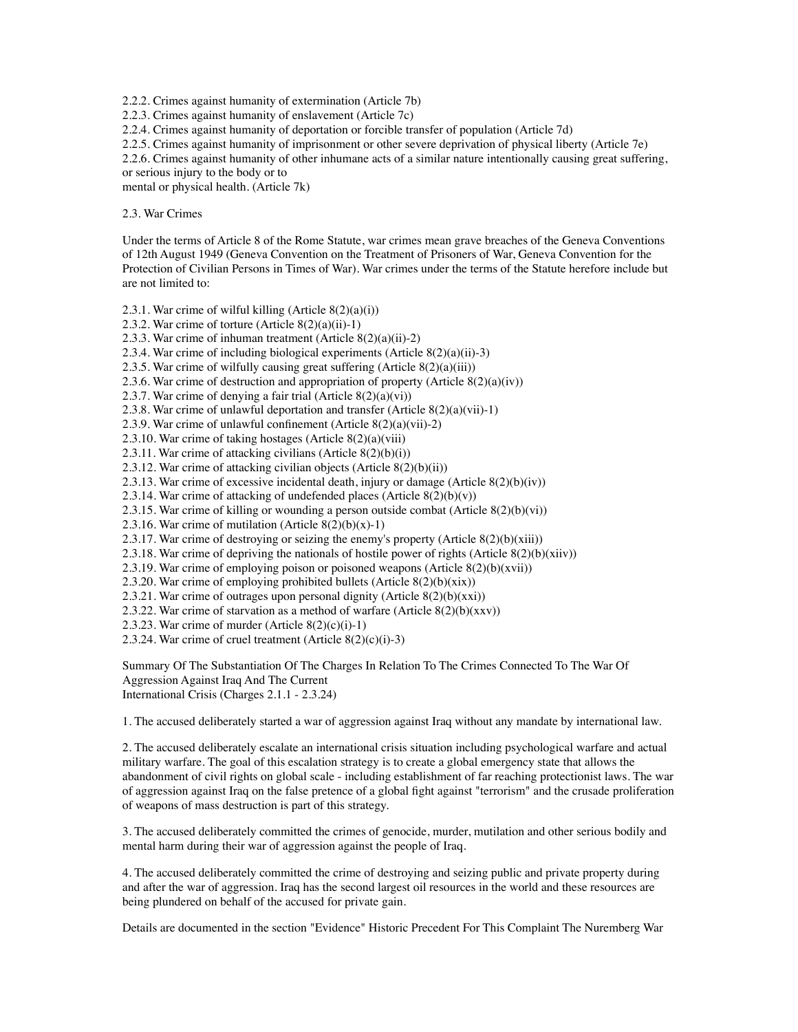2.2.2. Crimes against humanity of extermination (Article 7b)
2.2.3. Crimes against humanity of enslavement (Article 7c)
2.2.4. Crimes against humanity of deportation or forcible transfer of population (Article 7d)
2.2.5. Crimes against humanity of imprisonment or other severe deprivation of physical liberty (Article 7e)
2.2.6. Crimes against humanity of other inhumane acts of a similar nature intentionally causing great suffering, or serious injury to the body or to
mental or physical health. (Article 7k)

2.3. War Crimes

Under the terms of Article 8 of the Rome Statute, war crimes mean grave breaches of the Geneva Conventions of 12th August 1949 (Geneva Convention on the Treatment of Prisoners of War, Geneva Convention for the Protection of Civilian Persons in Times of War). War crimes under the terms of the Statute herefore include but are not limited to:

2.3.1. War crime of wilful killing (Article 8(2)(a)(i))
2.3.2. War crime of torture (Article 8(2)(a)(ii)-1)
2.3.3. War crime of inhuman treatment (Article 8(2)(a)(ii)-2)
2.3.4. War crime of including biological experiments (Article 8(2)(a)(ii)-3)
2.3.5. War crime of wilfully causing great suffering (Article 8(2)(a)(iii))
2.3.6. War crime of destruction and appropriation of property (Article 8(2)(a)(iv))
2.3.7. War crime of denying a fair trial (Article 8(2)(a)(vi))
2.3.8. War crime of unlawful deportation and transfer (Article 8(2)(a)(vii)-1)
2.3.9. War crime of unlawful confinement (Article 8(2)(a)(vii)-2)
2.3.10. War crime of taking hostages (Article 8(2)(a)(viii)
2.3.11. War crime of attacking civilians (Article 8(2)(b)(i))
2.3.12. War crime of attacking civilian objects (Article 8(2)(b)(ii))
2.3.13. War crime of excessive incidental death, injury or damage (Article 8(2)(b)(iv))
2.3.14. War crime of attacking of undefended places (Article 8(2)(b)(v))
2.3.15. War crime of killing or wounding a person outside combat (Article 8(2)(b)(vi))
2.3.16. War crime of mutilation (Article 8(2)(b)(x)-1)
2.3.17. War crime of destroying or seizing the enemy's property (Article 8(2)(b)(xiii))
2.3.18. War crime of depriving the nationals of hostile power of rights (Article 8(2)(b)(xiiv))
2.3.19. War crime of employing poison or poisoned weapons (Article 8(2)(b)(xvii))
2.3.20. War crime of employing prohibited bullets (Article 8(2)(b)(xix))
2.3.21. War crime of outrages upon personal dignity (Article 8(2)(b)(xxi))
2.3.22. War crime of starvation as a method of warfare (Article 8(2)(b)(xxv))
2.3.23. War crime of murder (Article 8(2)(c)(i)-1)
2.3.24. War crime of cruel treatment (Article 8(2)(c)(i)-3)

Summary Of The Substantiation Of The Charges In Relation To The Crimes Connected To The War Of Aggression Against Iraq And The Current
International Crisis (Charges 2.1.1 - 2.3.24)

1. The accused deliberately started a war of aggression against Iraq without any mandate by international law.

2. The accused deliberately escalate an international crisis situation including psychological warfare and actual military warfare. The goal of this escalation strategy is to create a global emergency state that allows the abandonment of civil rights on global scale - including establishment of far reaching protectionist laws. The war of aggression against Iraq on the false pretence of a global fight against "terrorism" and the crusade proliferation of weapons of mass destruction is part of this strategy.

3. The accused deliberately committed the crimes of genocide, murder, mutilation and other serious bodily and mental harm during their war of aggression against the people of Iraq.

4. The accused deliberately committed the crime of destroying and seizing public and private property during and after the war of aggression. Iraq has the second largest oil resources in the world and these resources are being plundered on behalf of the accused for private gain.

Details are documented in the section "Evidence" Historic Precedent For This Complaint The Nuremberg War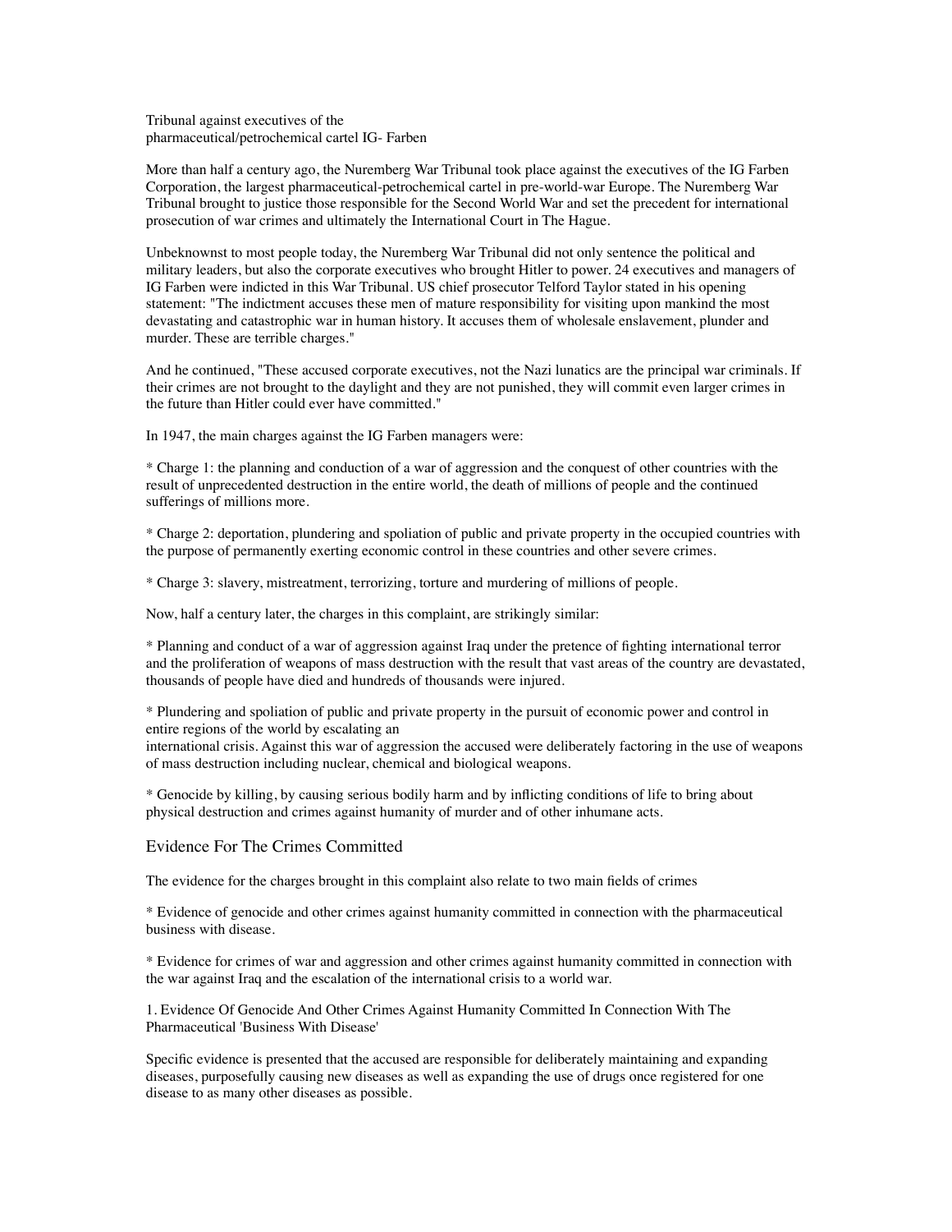Tribunal against executives of the pharmaceutical/petrochemical cartel IG- Farben

More than half a century ago, the Nuremberg War Tribunal took place against the executives of the IG Farben Corporation, the largest pharmaceutical-petrochemical cartel in pre-world-war Europe. The Nuremberg War Tribunal brought to justice those responsible for the Second World War and set the precedent for international prosecution of war crimes and ultimately the International Court in The Hague.

Unbeknownst to most people today, the Nuremberg War Tribunal did not only sentence the political and military leaders, but also the corporate executives who brought Hitler to power. 24 executives and managers of IG Farben were indicted in this War Tribunal. US chief prosecutor Telford Taylor stated in his opening statement: "The indictment accuses these men of mature responsibility for visiting upon mankind the most devastating and catastrophic war in human history. It accuses them of wholesale enslavement, plunder and murder. These are terrible charges."

And he continued, "These accused corporate executives, not the Nazi lunatics are the principal war criminals. If their crimes are not brought to the daylight and they are not punished, they will commit even larger crimes in the future than Hitler could ever have committed."

In 1947, the main charges against the IG Farben managers were:

* Charge 1: the planning and conduction of a war of aggression and the conquest of other countries with the result of unprecedented destruction in the entire world, the death of millions of people and the continued sufferings of millions more.

* Charge 2: deportation, plundering and spoliation of public and private property in the occupied countries with the purpose of permanently exerting economic control in these countries and other severe crimes.

* Charge 3: slavery, mistreatment, terrorizing, torture and murdering of millions of people.

Now, half a century later, the charges in this complaint, are strikingly similar:

* Planning and conduct of a war of aggression against Iraq under the pretence of fighting international terror and the proliferation of weapons of mass destruction with the result that vast areas of the country are devastated, thousands of people have died and hundreds of thousands were injured.

* Plundering and spoliation of public and private property in the pursuit of economic power and control in entire regions of the world by escalating an international crisis. Against this war of aggression the accused were deliberately factoring in the use of weapons of mass destruction including nuclear, chemical and biological weapons.

* Genocide by killing, by causing serious bodily harm and by inflicting conditions of life to bring about physical destruction and crimes against humanity of murder and of other inhumane acts.

## Evidence For The Crimes Committed

The evidence for the charges brought in this complaint also relate to two main fields of crimes

* Evidence of genocide and other crimes against humanity committed in connection with the pharmaceutical business with disease.

* Evidence for crimes of war and aggression and other crimes against humanity committed in connection with the war against Iraq and the escalation of the international crisis to a world war.

### 1. Evidence Of Genocide And Other Crimes Against Humanity Committed In Connection With The Pharmaceutical 'Business With Disease'

Specific evidence is presented that the accused are responsible for deliberately maintaining and expanding diseases, purposefully causing new diseases as well as expanding the use of drugs once registered for one disease to as many other diseases as possible.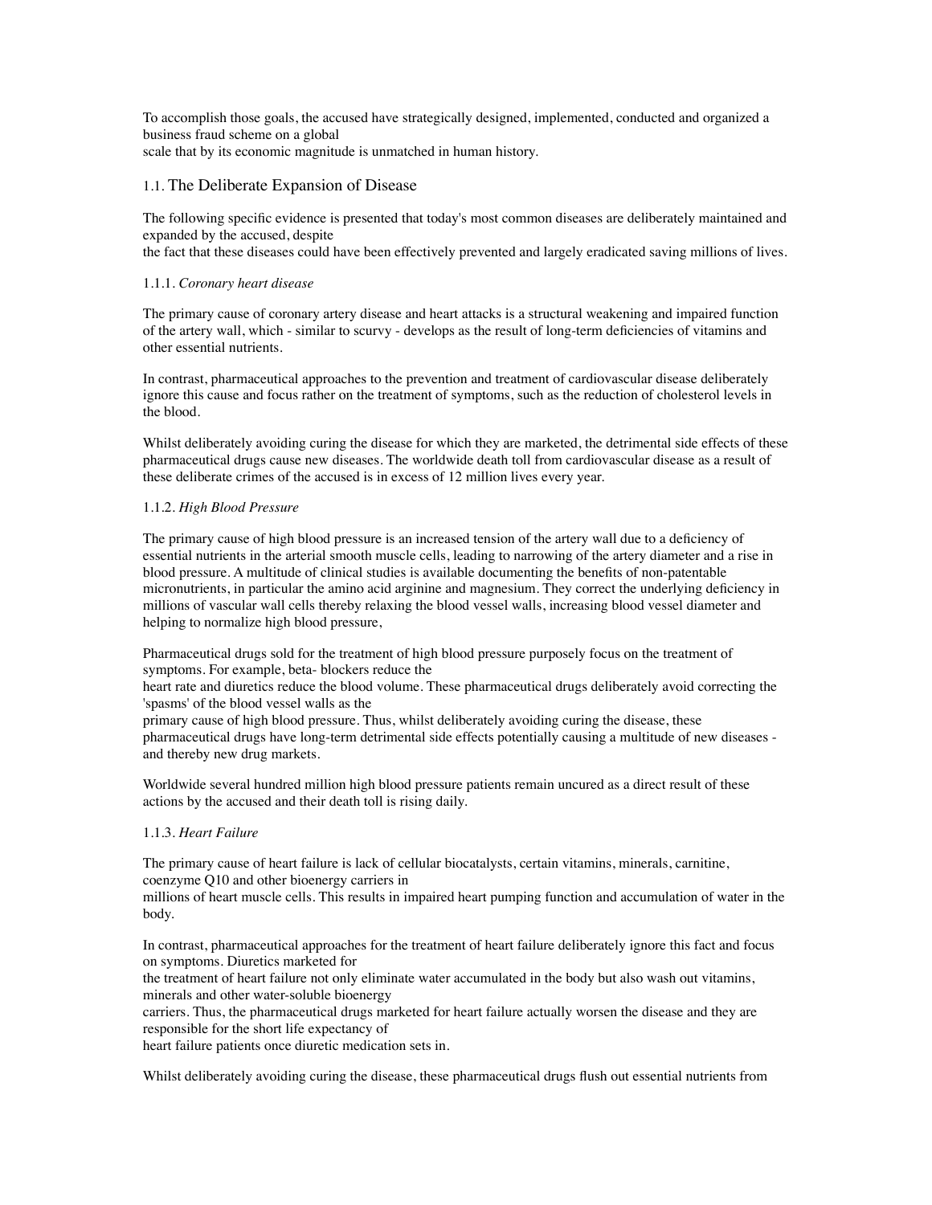To accomplish those goals, the accused have strategically designed, implemented, conducted and organized a business fraud scheme on a global scale that by its economic magnitude is unmatched in human history.

## 1.1. The Deliberate Expansion of Disease

The following specific evidence is presented that today's most common diseases are deliberately maintained and expanded by the accused, despite the fact that these diseases could have been effectively prevented and largely eradicated saving millions of lives.

### 1.1.1. *Coronary heart disease*

The primary cause of coronary artery disease and heart attacks is a structural weakening and impaired function of the artery wall, which - similar to scurvy - develops as the result of long-term deficiencies of vitamins and other essential nutrients.

In contrast, pharmaceutical approaches to the prevention and treatment of cardiovascular disease deliberately ignore this cause and focus rather on the treatment of symptoms, such as the reduction of cholesterol levels in the blood.

Whilst deliberately avoiding curing the disease for which they are marketed, the detrimental side effects of these pharmaceutical drugs cause new diseases. The worldwide death toll from cardiovascular disease as a result of these deliberate crimes of the accused is in excess of 12 million lives every year.

### 1.1.2. *High Blood Pressure*

The primary cause of high blood pressure is an increased tension of the artery wall due to a deficiency of essential nutrients in the arterial smooth muscle cells, leading to narrowing of the artery diameter and a rise in blood pressure. A multitude of clinical studies is available documenting the benefits of non-patentable micronutrients, in particular the amino acid arginine and magnesium. They correct the underlying deficiency in millions of vascular wall cells thereby relaxing the blood vessel walls, increasing blood vessel diameter and helping to normalize high blood pressure,

Pharmaceutical drugs sold for the treatment of high blood pressure purposely focus on the treatment of symptoms. For example, beta- blockers reduce the heart rate and diuretics reduce the blood volume. These pharmaceutical drugs deliberately avoid correcting the 'spasms' of the blood vessel walls as the primary cause of high blood pressure. Thus, whilst deliberately avoiding curing the disease, these pharmaceutical drugs have long-term detrimental side effects potentially causing a multitude of new diseases - and thereby new drug markets.

Worldwide several hundred million high blood pressure patients remain uncured as a direct result of these actions by the accused and their death toll is rising daily.

### 1.1.3. *Heart Failure*

The primary cause of heart failure is lack of cellular biocatalysts, certain vitamins, minerals, carnitine, coenzyme Q10 and other bioenergy carriers in millions of heart muscle cells. This results in impaired heart pumping function and accumulation of water in the body.

In contrast, pharmaceutical approaches for the treatment of heart failure deliberately ignore this fact and focus on symptoms. Diuretics marketed for the treatment of heart failure not only eliminate water accumulated in the body but also wash out vitamins, minerals and other water-soluble bioenergy carriers. Thus, the pharmaceutical drugs marketed for heart failure actually worsen the disease and they are responsible for the short life expectancy of heart failure patients once diuretic medication sets in.

Whilst deliberately avoiding curing the disease, these pharmaceutical drugs flush out essential nutrients from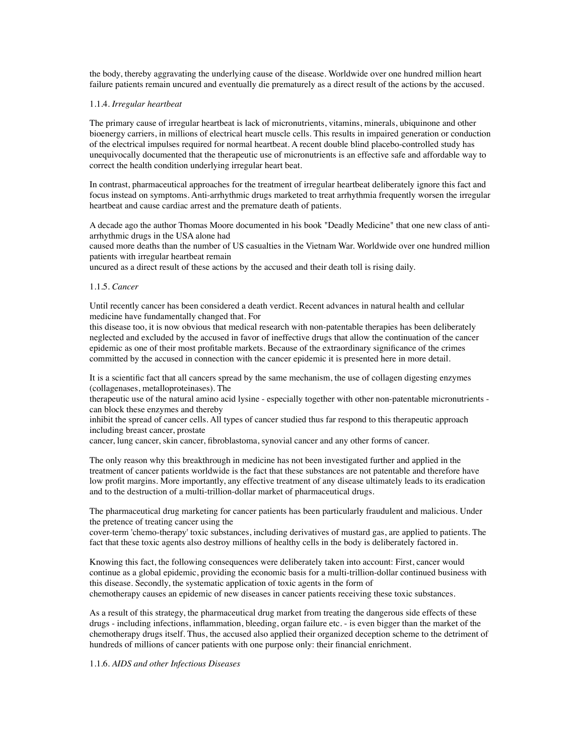the body, thereby aggravating the underlying cause of the disease. Worldwide over one hundred million heart failure patients remain uncured and eventually die prematurely as a direct result of the actions by the accused.

1.1.4. *Irregular heartbeat*

The primary cause of irregular heartbeat is lack of micronutrients, vitamins, minerals, ubiquinone and other bioenergy carriers, in millions of electrical heart muscle cells. This results in impaired generation or conduction of the electrical impulses required for normal heartbeat. A recent double blind placebo-controlled study has unequivocally documented that the therapeutic use of micronutrients is an effective safe and affordable way to correct the health condition underlying irregular heart beat.

In contrast, pharmaceutical approaches for the treatment of irregular heartbeat deliberately ignore this fact and focus instead on symptoms. Anti-arrhythmic drugs marketed to treat arrhythmia frequently worsen the irregular heartbeat and cause cardiac arrest and the premature death of patients.

A decade ago the author Thomas Moore documented in his book "Deadly Medicine" that one new class of anti-arrhythmic drugs in the USA alone had caused more deaths than the number of US casualties in the Vietnam War. Worldwide over one hundred million patients with irregular heartbeat remain uncured as a direct result of these actions by the accused and their death toll is rising daily.

1.1.5. *Cancer*

Until recently cancer has been considered a death verdict. Recent advances in natural health and cellular medicine have fundamentally changed that. For this disease too, it is now obvious that medical research with non-patentable therapies has been deliberately neglected and excluded by the accused in favor of ineffective drugs that allow the continuation of the cancer epidemic as one of their most profitable markets. Because of the extraordinary significance of the crimes committed by the accused in connection with the cancer epidemic it is presented here in more detail.

It is a scientific fact that all cancers spread by the same mechanism, the use of collagen digesting enzymes (collagenases, metalloproteinases). The therapeutic use of the natural amino acid lysine - especially together with other non-patentable micronutrients - can block these enzymes and thereby inhibit the spread of cancer cells. All types of cancer studied thus far respond to this therapeutic approach including breast cancer, prostate cancer, lung cancer, skin cancer, fibroblastoma, synovial cancer and any other forms of cancer.

The only reason why this breakthrough in medicine has not been investigated further and applied in the treatment of cancer patients worldwide is the fact that these substances are not patentable and therefore have low profit margins. More importantly, any effective treatment of any disease ultimately leads to its eradication and to the destruction of a multi-trillion-dollar market of pharmaceutical drugs.

The pharmaceutical drug marketing for cancer patients has been particularly fraudulent and malicious. Under the pretence of treating cancer using the cover-term 'chemo-therapy' toxic substances, including derivatives of mustard gas, are applied to patients. The fact that these toxic agents also destroy millions of healthy cells in the body is deliberately factored in.

Knowing this fact, the following consequences were deliberately taken into account: First, cancer would continue as a global epidemic, providing the economic basis for a multi-trillion-dollar continued business with this disease. Secondly, the systematic application of toxic agents in the form of chemotherapy causes an epidemic of new diseases in cancer patients receiving these toxic substances.

As a result of this strategy, the pharmaceutical drug market from treating the dangerous side effects of these drugs - including infections, inflammation, bleeding, organ failure etc. - is even bigger than the market of the chemotherapy drugs itself. Thus, the accused also applied their organized deception scheme to the detriment of hundreds of millions of cancer patients with one purpose only: their financial enrichment.

1.1.6. *AIDS and other Infectious Diseases*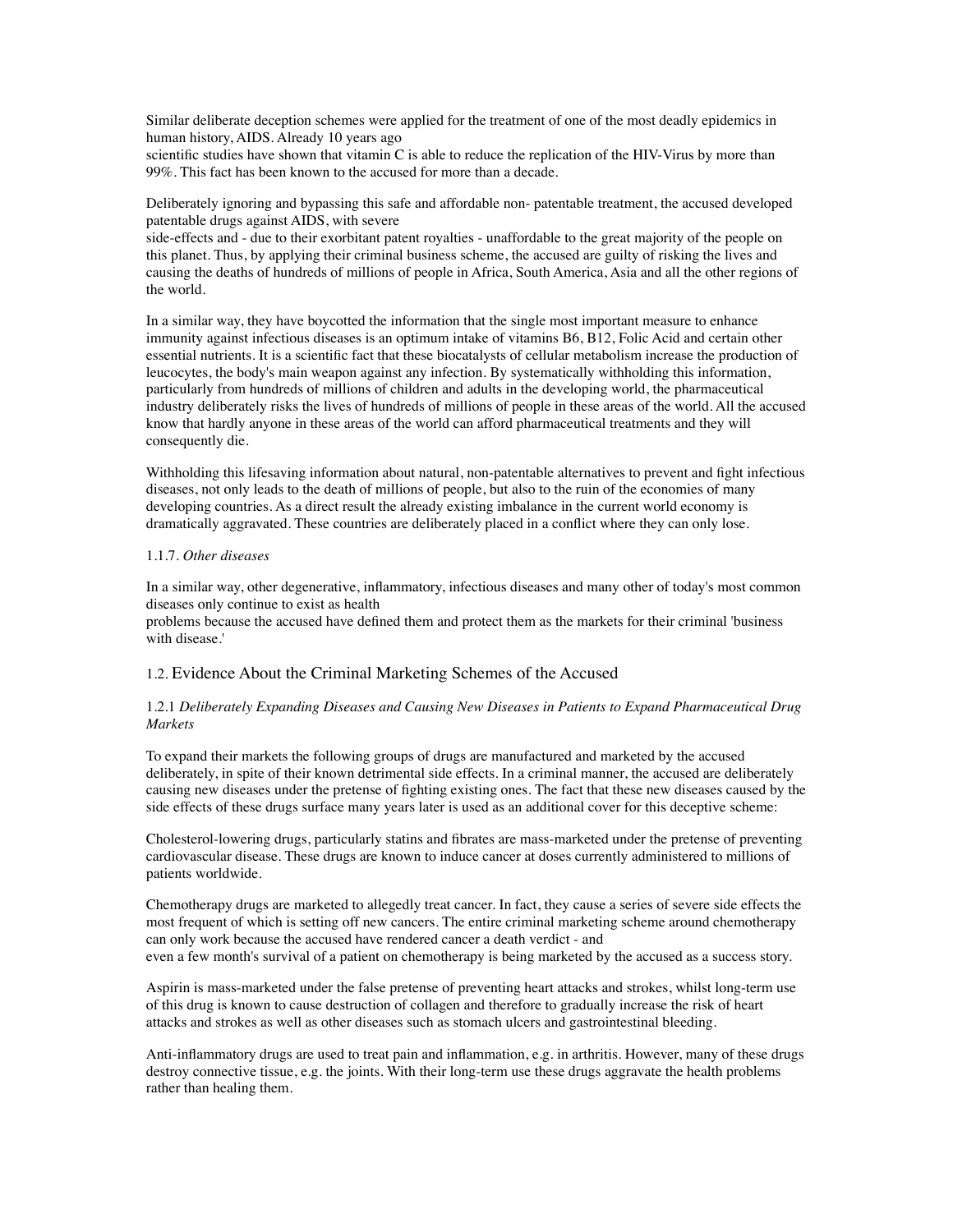Similar deliberate deception schemes were applied for the treatment of one of the most deadly epidemics in human history, AIDS. Already 10 years ago scientific studies have shown that vitamin C is able to reduce the replication of the HIV-Virus by more than 99%. This fact has been known to the accused for more than a decade.

Deliberately ignoring and bypassing this safe and affordable non- patentable treatment, the accused developed patentable drugs against AIDS, with severe side-effects and - due to their exorbitant patent royalties - unaffordable to the great majority of the people on this planet. Thus, by applying their criminal business scheme, the accused are guilty of risking the lives and causing the deaths of hundreds of millions of people in Africa, South America, Asia and all the other regions of the world.

In a similar way, they have boycotted the information that the single most important measure to enhance immunity against infectious diseases is an optimum intake of vitamins B6, B12, Folic Acid and certain other essential nutrients. It is a scientific fact that these biocatalysts of cellular metabolism increase the production of leucocytes, the body's main weapon against any infection. By systematically withholding this information, particularly from hundreds of millions of children and adults in the developing world, the pharmaceutical industry deliberately risks the lives of hundreds of millions of people in these areas of the world. All the accused know that hardly anyone in these areas of the world can afford pharmaceutical treatments and they will consequently die.

Withholding this lifesaving information about natural, non-patentable alternatives to prevent and fight infectious diseases, not only leads to the death of millions of people, but also to the ruin of the economies of many developing countries. As a direct result the already existing imbalance in the current world economy is dramatically aggravated. These countries are deliberately placed in a conflict where they can only lose.

#### 1.1.7. *Other diseases*

In a similar way, other degenerative, inflammatory, infectious diseases and many other of today's most common diseases only continue to exist as health problems because the accused have defined them and protect them as the markets for their criminal 'business with disease.'

### 1.2. Evidence About the Criminal Marketing Schemes of the Accused

#### 1.2.1 *Deliberately Expanding Diseases and Causing New Diseases in Patients to Expand Pharmaceutical Drug Markets*

To expand their markets the following groups of drugs are manufactured and marketed by the accused deliberately, in spite of their known detrimental side effects. In a criminal manner, the accused are deliberately causing new diseases under the pretense of fighting existing ones. The fact that these new diseases caused by the side effects of these drugs surface many years later is used as an additional cover for this deceptive scheme:

Cholesterol-lowering drugs, particularly statins and fibrates are mass-marketed under the pretense of preventing cardiovascular disease. These drugs are known to induce cancer at doses currently administered to millions of patients worldwide.

Chemotherapy drugs are marketed to allegedly treat cancer. In fact, they cause a series of severe side effects the most frequent of which is setting off new cancers. The entire criminal marketing scheme around chemotherapy can only work because the accused have rendered cancer a death verdict - and even a few month's survival of a patient on chemotherapy is being marketed by the accused as a success story.

Aspirin is mass-marketed under the false pretense of preventing heart attacks and strokes, whilst long-term use of this drug is known to cause destruction of collagen and therefore to gradually increase the risk of heart attacks and strokes as well as other diseases such as stomach ulcers and gastrointestinal bleeding.

Anti-inflammatory drugs are used to treat pain and inflammation, e.g. in arthritis. However, many of these drugs destroy connective tissue, e.g. the joints. With their long-term use these drugs aggravate the health problems rather than healing them.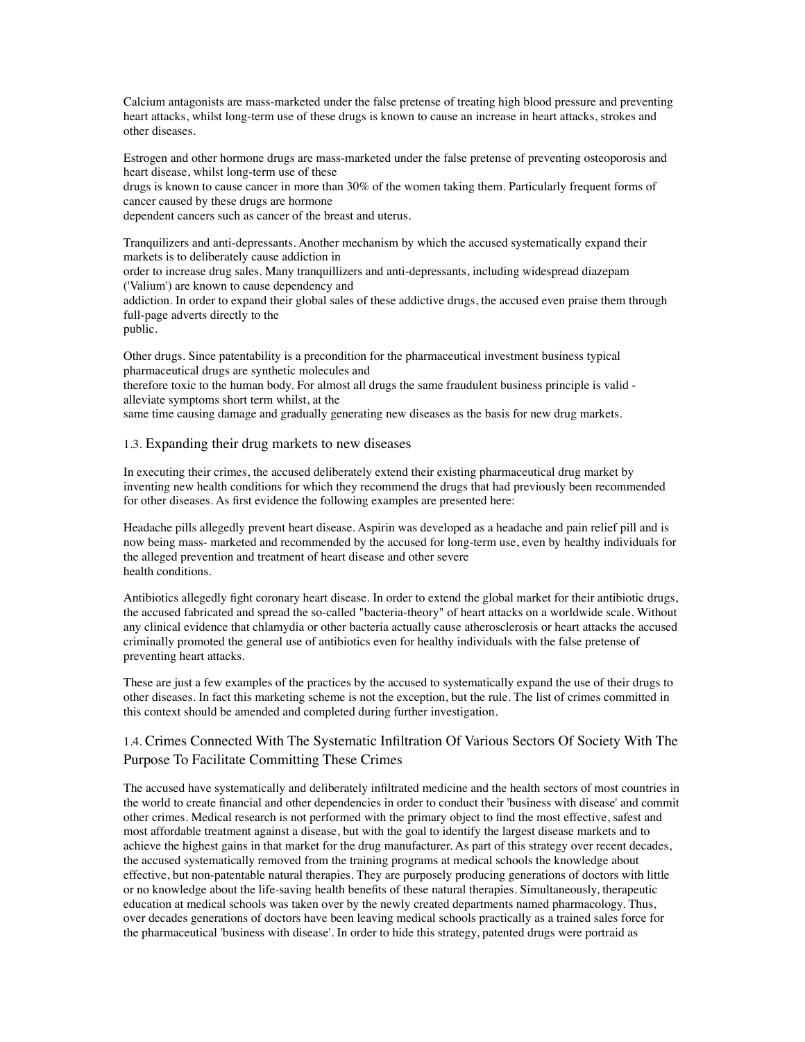Calcium antagonists are mass-marketed under the false pretense of treating high blood pressure and preventing heart attacks, whilst long-term use of these drugs is known to cause an increase in heart attacks, strokes and other diseases.

Estrogen and other hormone drugs are mass-marketed under the false pretense of preventing osteoporosis and heart disease, whilst long-term use of these drugs is known to cause cancer in more than 30% of the women taking them. Particularly frequent forms of cancer caused by these drugs are hormone dependent cancers such as cancer of the breast and uterus.

Tranquilizers and anti-depressants. Another mechanism by which the accused systematically expand their markets is to deliberately cause addiction in order to increase drug sales. Many tranquillizers and anti-depressants, including widespread diazepam ('Valium') are known to cause dependency and addiction. In order to expand their global sales of these addictive drugs, the accused even praise them through full-page adverts directly to the public.

Other drugs. Since patentability is a precondition for the pharmaceutical investment business typical pharmaceutical drugs are synthetic molecules and therefore toxic to the human body. For almost all drugs the same fraudulent business principle is valid - alleviate symptoms short term whilst, at the same time causing damage and gradually generating new diseases as the basis for new drug markets.

### 1.3. Expanding their drug markets to new diseases

In executing their crimes, the accused deliberately extend their existing pharmaceutical drug market by inventing new health conditions for which they recommend the drugs that had previously been recommended for other diseases. As first evidence the following examples are presented here:

Headache pills allegedly prevent heart disease. Aspirin was developed as a headache and pain relief pill and is now being mass- marketed and recommended by the accused for long-term use, even by healthy individuals for the alleged prevention and treatment of heart disease and other severe health conditions.

Antibiotics allegedly fight coronary heart disease. In order to extend the global market for their antibiotic drugs, the accused fabricated and spread the so-called "bacteria-theory" of heart attacks on a worldwide scale. Without any clinical evidence that chlamydia or other bacteria actually cause atherosclerosis or heart attacks the accused criminally promoted the general use of antibiotics even for healthy individuals with the false pretense of preventing heart attacks.

These are just a few examples of the practices by the accused to systematically expand the use of their drugs to other diseases. In fact this marketing scheme is not the exception, but the rule. The list of crimes committed in this context should be amended and completed during further investigation.

### 1.4. Crimes Connected With The Systematic Infiltration Of Various Sectors Of Society With The Purpose To Facilitate Committing These Crimes

The accused have systematically and deliberately infiltrated medicine and the health sectors of most countries in the world to create financial and other dependencies in order to conduct their 'business with disease' and commit other crimes. Medical research is not performed with the primary object to find the most effective, safest and most affordable treatment against a disease, but with the goal to identify the largest disease markets and to achieve the highest gains in that market for the drug manufacturer. As part of this strategy over recent decades, the accused systematically removed from the training programs at medical schools the knowledge about effective, but non-patentable natural therapies. They are purposely producing generations of doctors with little or no knowledge about the life-saving health benefits of these natural therapies. Simultaneously, therapeutic education at medical schools was taken over by the newly created departments named pharmacology. Thus, over decades generations of doctors have been leaving medical schools practically as a trained sales force for the pharmaceutical 'business with disease'. In order to hide this strategy, patented drugs were portraid as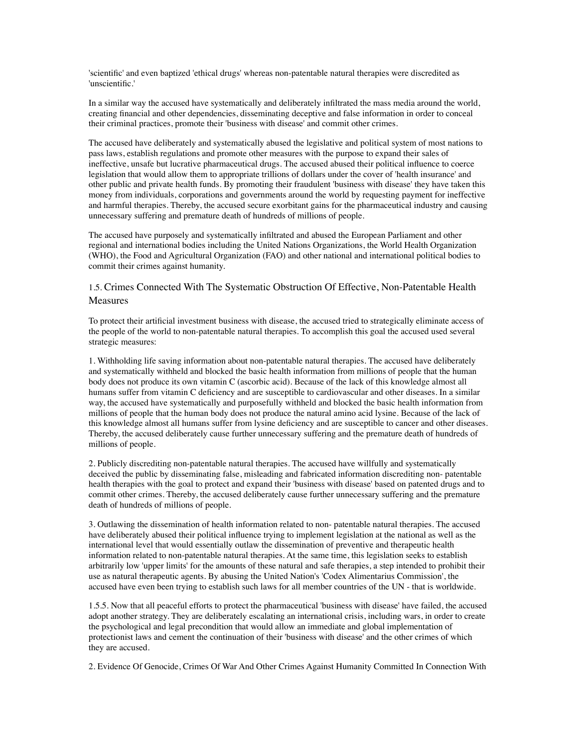'scientific' and even baptized 'ethical drugs' whereas non-patentable natural therapies were discredited as 'unscientific.'

In a similar way the accused have systematically and deliberately infiltrated the mass media around the world, creating financial and other dependencies, disseminating deceptive and false information in order to conceal their criminal practices, promote their 'business with disease' and commit other crimes.

The accused have deliberately and systematically abused the legislative and political system of most nations to pass laws, establish regulations and promote other measures with the purpose to expand their sales of ineffective, unsafe but lucrative pharmaceutical drugs. The accused abused their political influence to coerce legislation that would allow them to appropriate trillions of dollars under the cover of 'health insurance' and other public and private health funds. By promoting their fraudulent 'business with disease' they have taken this money from individuals, corporations and governments around the world by requesting payment for ineffective and harmful therapies. Thereby, the accused secure exorbitant gains for the pharmaceutical industry and causing unnecessary suffering and premature death of hundreds of millions of people.

The accused have purposely and systematically infiltrated and abused the European Parliament and other regional and international bodies including the United Nations Organizations, the World Health Organization (WHO), the Food and Agricultural Organization (FAO) and other national and international political bodies to commit their crimes against humanity.

### 1.5. Crimes Connected With The Systematic Obstruction Of Effective, Non-Patentable Health Measures

To protect their artificial investment business with disease, the accused tried to strategically eliminate access of the people of the world to non-patentable natural therapies. To accomplish this goal the accused used several strategic measures:

1. Withholding life saving information about non-patentable natural therapies. The accused have deliberately and systematically withheld and blocked the basic health information from millions of people that the human body does not produce its own vitamin C (ascorbic acid). Because of the lack of this knowledge almost all humans suffer from vitamin C deficiency and are susceptible to cardiovascular and other diseases. In a similar way, the accused have systematically and purposefully withheld and blocked the basic health information from millions of people that the human body does not produce the natural amino acid lysine. Because of the lack of this knowledge almost all humans suffer from lysine deficiency and are susceptible to cancer and other diseases. Thereby, the accused deliberately cause further unnecessary suffering and the premature death of hundreds of millions of people.

2. Publicly discrediting non-patentable natural therapies. The accused have willfully and systematically deceived the public by disseminating false, misleading and fabricated information discrediting non- patentable health therapies with the goal to protect and expand their 'business with disease' based on patented drugs and to commit other crimes. Thereby, the accused deliberately cause further unnecessary suffering and the premature death of hundreds of millions of people.

3. Outlawing the dissemination of health information related to non- patentable natural therapies. The accused have deliberately abused their political influence trying to implement legislation at the national as well as the international level that would essentially outlaw the dissemination of preventive and therapeutic health information related to non-patentable natural therapies. At the same time, this legislation seeks to establish arbitrarily low 'upper limits' for the amounts of these natural and safe therapies, a step intended to prohibit their use as natural therapeutic agents. By abusing the United Nation's 'Codex Alimentarius Commission', the accused have even been trying to establish such laws for all member countries of the UN - that is worldwide.

1.5.5. Now that all peaceful efforts to protect the pharmaceutical 'business with disease' have failed, the accused adopt another strategy. They are deliberately escalating an international crisis, including wars, in order to create the psychological and legal precondition that would allow an immediate and global implementation of protectionist laws and cement the continuation of their 'business with disease' and the other crimes of which they are accused.

2. Evidence Of Genocide, Crimes Of War And Other Crimes Against Humanity Committed In Connection With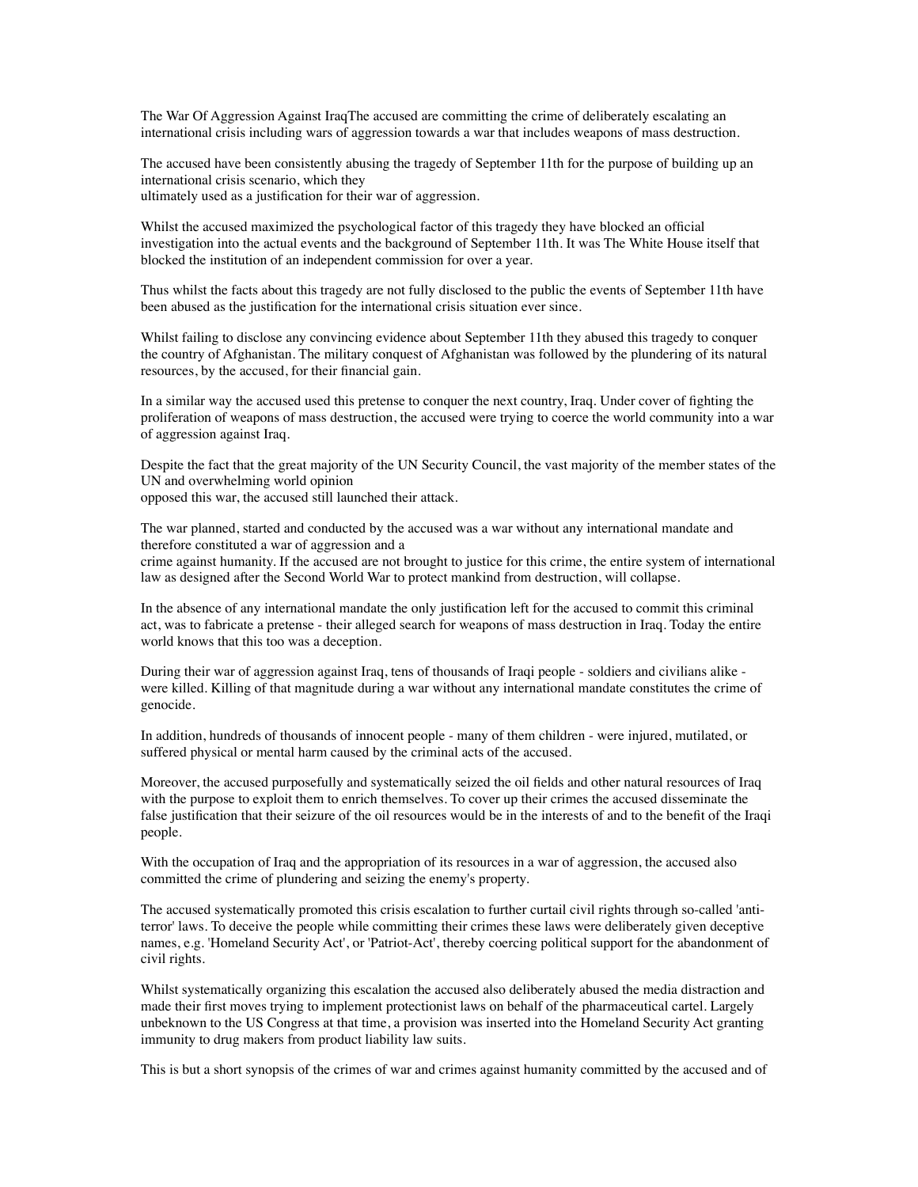The War Of Aggression Against IraqThe accused are committing the crime of deliberately escalating an international crisis including wars of aggression towards a war that includes weapons of mass destruction.

The accused have been consistently abusing the tragedy of September 11th for the purpose of building up an international crisis scenario, which they ultimately used as a justification for their war of aggression.

Whilst the accused maximized the psychological factor of this tragedy they have blocked an official investigation into the actual events and the background of September 11th. It was The White House itself that blocked the institution of an independent commission for over a year.

Thus whilst the facts about this tragedy are not fully disclosed to the public the events of September 11th have been abused as the justification for the international crisis situation ever since.

Whilst failing to disclose any convincing evidence about September 11th they abused this tragedy to conquer the country of Afghanistan. The military conquest of Afghanistan was followed by the plundering of its natural resources, by the accused, for their financial gain.

In a similar way the accused used this pretense to conquer the next country, Iraq. Under cover of fighting the proliferation of weapons of mass destruction, the accused were trying to coerce the world community into a war of aggression against Iraq.

Despite the fact that the great majority of the UN Security Council, the vast majority of the member states of the UN and overwhelming world opinion opposed this war, the accused still launched their attack.

The war planned, started and conducted by the accused was a war without any international mandate and therefore constituted a war of aggression and a crime against humanity. If the accused are not brought to justice for this crime, the entire system of international law as designed after the Second World War to protect mankind from destruction, will collapse.

In the absence of any international mandate the only justification left for the accused to commit this criminal act, was to fabricate a pretense - their alleged search for weapons of mass destruction in Iraq. Today the entire world knows that this too was a deception.

During their war of aggression against Iraq, tens of thousands of Iraqi people - soldiers and civilians alike - were killed. Killing of that magnitude during a war without any international mandate constitutes the crime of genocide.

In addition, hundreds of thousands of innocent people - many of them children - were injured, mutilated, or suffered physical or mental harm caused by the criminal acts of the accused.

Moreover, the accused purposefully and systematically seized the oil fields and other natural resources of Iraq with the purpose to exploit them to enrich themselves. To cover up their crimes the accused disseminate the false justification that their seizure of the oil resources would be in the interests of and to the benefit of the Iraqi people.

With the occupation of Iraq and the appropriation of its resources in a war of aggression, the accused also committed the crime of plundering and seizing the enemy's property.

The accused systematically promoted this crisis escalation to further curtail civil rights through so-called 'anti-terror' laws. To deceive the people while committing their crimes these laws were deliberately given deceptive names, e.g. 'Homeland Security Act', or 'Patriot-Act', thereby coercing political support for the abandonment of civil rights.

Whilst systematically organizing this escalation the accused also deliberately abused the media distraction and made their first moves trying to implement protectionist laws on behalf of the pharmaceutical cartel. Largely unbeknown to the US Congress at that time, a provision was inserted into the Homeland Security Act granting immunity to drug makers from product liability law suits.

This is but a short synopsis of the crimes of war and crimes against humanity committed by the accused and of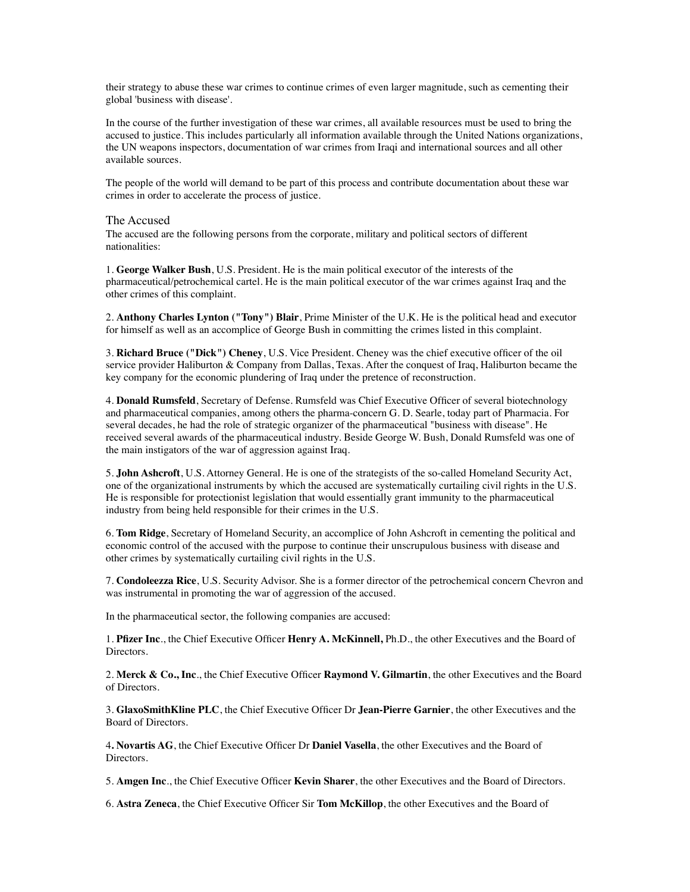their strategy to abuse these war crimes to continue crimes of even larger magnitude, such as cementing their global 'business with disease'.

In the course of the further investigation of these war crimes, all available resources must be used to bring the accused to justice. This includes particularly all information available through the United Nations organizations, the UN weapons inspectors, documentation of war crimes from Iraqi and international sources and all other available sources.

The people of the world will demand to be part of this process and contribute documentation about these war crimes in order to accelerate the process of justice.

## The Accused

The accused are the following persons from the corporate, military and political sectors of different nationalities:

1. **George Walker Bush**, U.S. President. He is the main political executor of the interests of the pharmaceutical/petrochemical cartel. He is the main political executor of the war crimes against Iraq and the other crimes of this complaint.

2. **Anthony Charles Lynton ("Tony") Blair**, Prime Minister of the U.K. He is the political head and executor for himself as well as an accomplice of George Bush in committing the crimes listed in this complaint.

3. **Richard Bruce ("Dick") Cheney**, U.S. Vice President. Cheney was the chief executive officer of the oil service provider Haliburton & Company from Dallas, Texas. After the conquest of Iraq, Haliburton became the key company for the economic plundering of Iraq under the pretence of reconstruction.

4. **Donald Rumsfeld**, Secretary of Defense. Rumsfeld was Chief Executive Officer of several biotechnology and pharmaceutical companies, among others the pharma-concern G. D. Searle, today part of Pharmacia. For several decades, he had the role of strategic organizer of the pharmaceutical "business with disease". He received several awards of the pharmaceutical industry. Beside George W. Bush, Donald Rumsfeld was one of the main instigators of the war of aggression against Iraq.

5. **John Ashcroft**, U.S. Attorney General. He is one of the strategists of the so-called Homeland Security Act, one of the organizational instruments by which the accused are systematically curtailing civil rights in the U.S. He is responsible for protectionist legislation that would essentially grant immunity to the pharmaceutical industry from being held responsible for their crimes in the U.S.

6. **Tom Ridge**, Secretary of Homeland Security, an accomplice of John Ashcroft in cementing the political and economic control of the accused with the purpose to continue their unscrupulous business with disease and other crimes by systematically curtailing civil rights in the U.S.

7. **Condoleezza Rice**, U.S. Security Advisor. She is a former director of the petrochemical concern Chevron and was instrumental in promoting the war of aggression of the accused.

In the pharmaceutical sector, the following companies are accused:

1. **Pfizer Inc**., the Chief Executive Officer **Henry A. McKinnell,** Ph.D., the other Executives and the Board of Directors.

2. **Merck & Co., Inc**., the Chief Executive Officer **Raymond V. Gilmartin**, the other Executives and the Board of Directors.

3. **GlaxoSmithKline PLC**, the Chief Executive Officer Dr **Jean-Pierre Garnier**, the other Executives and the Board of Directors.

4**. Novartis AG**, the Chief Executive Officer Dr **Daniel Vasella**, the other Executives and the Board of Directors.

5. **Amgen Inc**., the Chief Executive Officer **Kevin Sharer**, the other Executives and the Board of Directors.

6. **Astra Zeneca**, the Chief Executive Officer Sir **Tom McKillop**, the other Executives and the Board of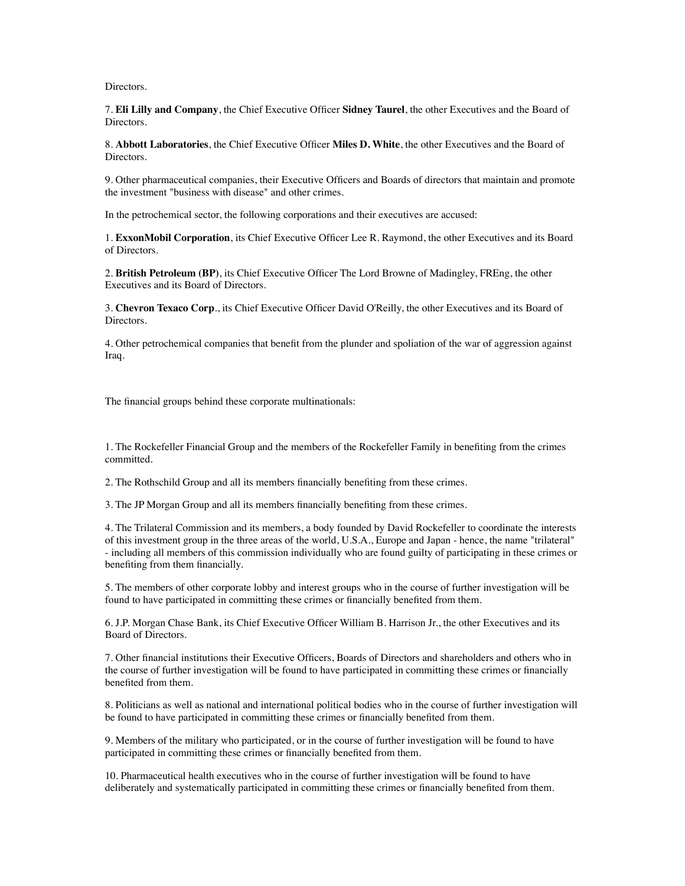Directors.

7. **Eli Lilly and Company**, the Chief Executive Officer **Sidney Taurel**, the other Executives and the Board of Directors.

8. **Abbott Laboratories**, the Chief Executive Officer **Miles D. White**, the other Executives and the Board of Directors.

9. Other pharmaceutical companies, their Executive Officers and Boards of directors that maintain and promote the investment "business with disease" and other crimes.

In the petrochemical sector, the following corporations and their executives are accused:

1. **ExxonMobil Corporation**, its Chief Executive Officer Lee R. Raymond, the other Executives and its Board of Directors.

2. **British Petroleum (BP)**, its Chief Executive Officer The Lord Browne of Madingley, FREng, the other Executives and its Board of Directors.

3. **Chevron Texaco Corp**., its Chief Executive Officer David O'Reilly, the other Executives and its Board of Directors.

4. Other petrochemical companies that benefit from the plunder and spoliation of the war of aggression against Iraq.

The financial groups behind these corporate multinationals:

1. The Rockefeller Financial Group and the members of the Rockefeller Family in benefiting from the crimes committed.

2. The Rothschild Group and all its members financially benefiting from these crimes.

3. The JP Morgan Group and all its members financially benefiting from these crimes.

4. The Trilateral Commission and its members, a body founded by David Rockefeller to coordinate the interests of this investment group in the three areas of the world, U.S.A., Europe and Japan - hence, the name "trilateral" - including all members of this commission individually who are found guilty of participating in these crimes or benefiting from them financially.

5. The members of other corporate lobby and interest groups who in the course of further investigation will be found to have participated in committing these crimes or financially benefited from them.

6. J.P. Morgan Chase Bank, its Chief Executive Officer William B. Harrison Jr., the other Executives and its Board of Directors.

7. Other financial institutions their Executive Officers, Boards of Directors and shareholders and others who in the course of further investigation will be found to have participated in committing these crimes or financially benefited from them.

8. Politicians as well as national and international political bodies who in the course of further investigation will be found to have participated in committing these crimes or financially benefited from them.

9. Members of the military who participated, or in the course of further investigation will be found to have participated in committing these crimes or financially benefited from them.

10. Pharmaceutical health executives who in the course of further investigation will be found to have deliberately and systematically participated in committing these crimes or financially benefited from them.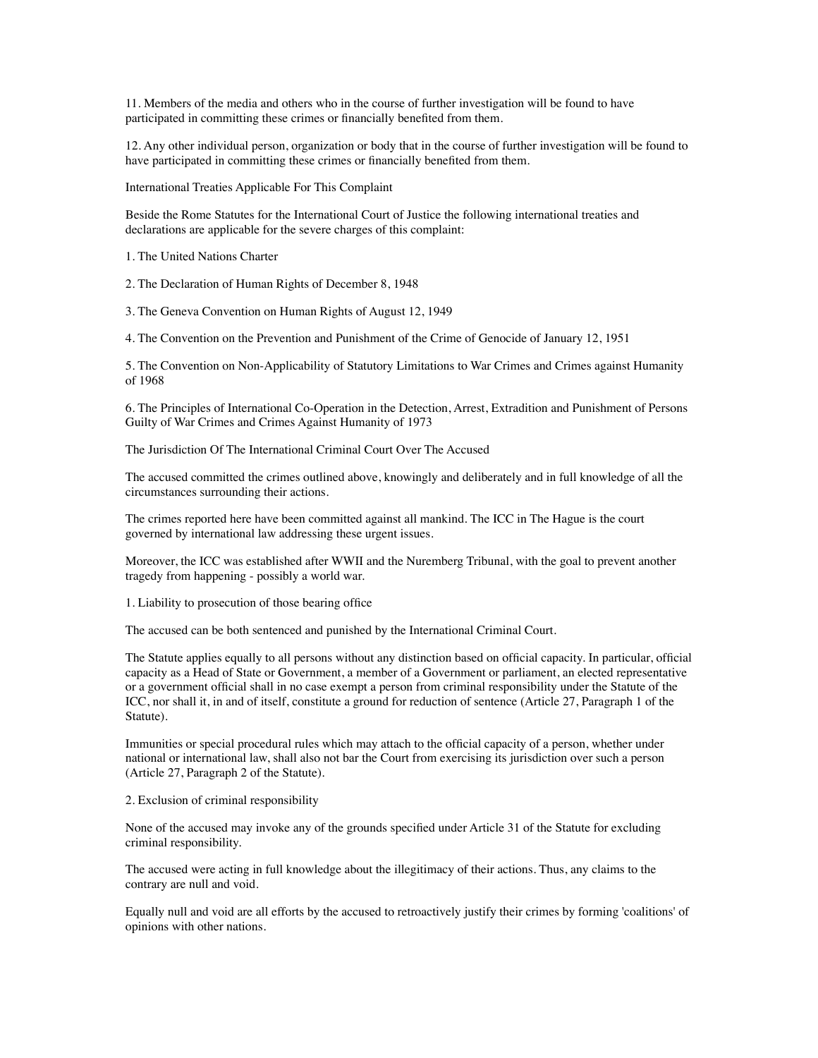11. Members of the media and others who in the course of further investigation will be found to have participated in committing these crimes or financially benefited from them.

12. Any other individual person, organization or body that in the course of further investigation will be found to have participated in committing these crimes or financially benefited from them.

## International Treaties Applicable For This Complaint

Beside the Rome Statutes for the International Court of Justice the following international treaties and declarations are applicable for the severe charges of this complaint:

1. The United Nations Charter

2. The Declaration of Human Rights of December 8, 1948

3. The Geneva Convention on Human Rights of August 12, 1949

4. The Convention on the Prevention and Punishment of the Crime of Genocide of January 12, 1951

5. The Convention on Non-Applicability of Statutory Limitations to War Crimes and Crimes against Humanity of 1968

6. The Principles of International Co-Operation in the Detection, Arrest, Extradition and Punishment of Persons Guilty of War Crimes and Crimes Against Humanity of 1973

## The Jurisdiction Of The International Criminal Court Over The Accused

The accused committed the crimes outlined above, knowingly and deliberately and in full knowledge of all the circumstances surrounding their actions.

The crimes reported here have been committed against all mankind. The ICC in The Hague is the court governed by international law addressing these urgent issues.

Moreover, the ICC was established after WWII and the Nuremberg Tribunal, with the goal to prevent another tragedy from happening - possibly a world war.

### 1. Liability to prosecution of those bearing office

The accused can be both sentenced and punished by the International Criminal Court.

The Statute applies equally to all persons without any distinction based on official capacity. In particular, official capacity as a Head of State or Government, a member of a Government or parliament, an elected representative or a government official shall in no case exempt a person from criminal responsibility under the Statute of the ICC, nor shall it, in and of itself, constitute a ground for reduction of sentence (Article 27, Paragraph 1 of the Statute).

Immunities or special procedural rules which may attach to the official capacity of a person, whether under national or international law, shall also not bar the Court from exercising its jurisdiction over such a person (Article 27, Paragraph 2 of the Statute).

### 2. Exclusion of criminal responsibility

None of the accused may invoke any of the grounds specified under Article 31 of the Statute for excluding criminal responsibility.

The accused were acting in full knowledge about the illegitimacy of their actions. Thus, any claims to the contrary are null and void.

Equally null and void are all efforts by the accused to retroactively justify their crimes by forming 'coalitions' of opinions with other nations.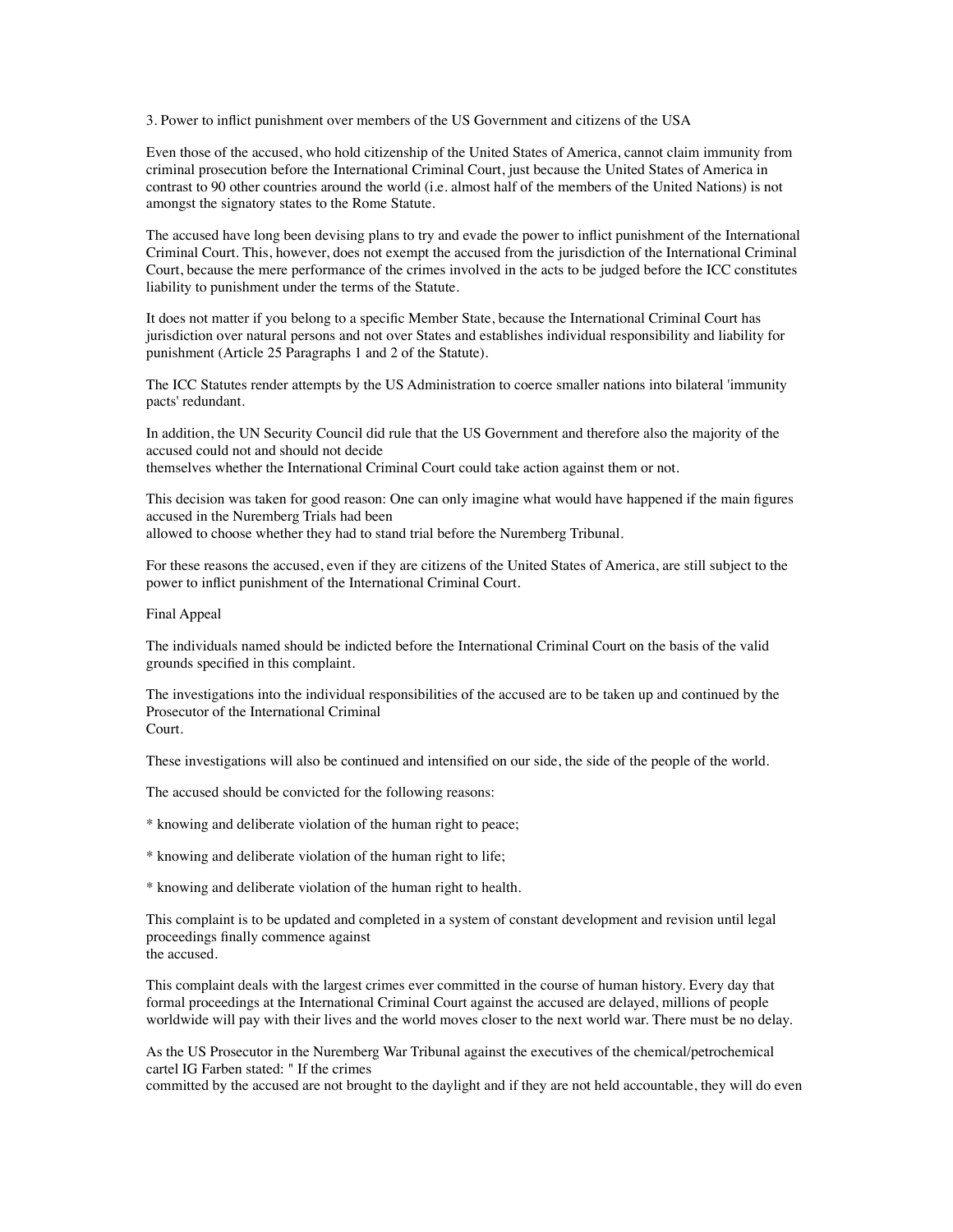### 3. Power to inflict punishment over members of the US Government and citizens of the USA

Even those of the accused, who hold citizenship of the United States of America, cannot claim immunity from criminal prosecution before the International Criminal Court, just because the United States of America in contrast to 90 other countries around the world (i.e. almost half of the members of the United Nations) is not amongst the signatory states to the Rome Statute.

The accused have long been devising plans to try and evade the power to inflict punishment of the International Criminal Court. This, however, does not exempt the accused from the jurisdiction of the International Criminal Court, because the mere performance of the crimes involved in the acts to be judged before the ICC constitutes liability to punishment under the terms of the Statute.

It does not matter if you belong to a specific Member State, because the International Criminal Court has jurisdiction over natural persons and not over States and establishes individual responsibility and liability for punishment (Article 25 Paragraphs 1 and 2 of the Statute).

The ICC Statutes render attempts by the US Administration to coerce smaller nations into bilateral 'immunity pacts' redundant.

In addition, the UN Security Council did rule that the US Government and therefore also the majority of the accused could not and should not decide themselves whether the International Criminal Court could take action against them or not.

This decision was taken for good reason: One can only imagine what would have happened if the main figures accused in the Nuremberg Trials had been allowed to choose whether they had to stand trial before the Nuremberg Tribunal.

For these reasons the accused, even if they are citizens of the United States of America, are still subject to the power to inflict punishment of the International Criminal Court.

## Final Appeal

The individuals named should be indicted before the International Criminal Court on the basis of the valid grounds specified in this complaint.

The investigations into the individual responsibilities of the accused are to be taken up and continued by the Prosecutor of the International Criminal Court.

These investigations will also be continued and intensified on our side, the side of the people of the world.

The accused should be convicted for the following reasons:

* knowing and deliberate violation of the human right to peace;

* knowing and deliberate violation of the human right to life;

* knowing and deliberate violation of the human right to health.

This complaint is to be updated and completed in a system of constant development and revision until legal proceedings finally commence against the accused.

This complaint deals with the largest crimes ever committed in the course of human history. Every day that formal proceedings at the International Criminal Court against the accused are delayed, millions of people worldwide will pay with their lives and the world moves closer to the next world war. There must be no delay.

As the US Prosecutor in the Nuremberg War Tribunal against the executives of the chemical/petrochemical cartel IG Farben stated: " If the crimes committed by the accused are not brought to the daylight and if they are not held accountable, they will do even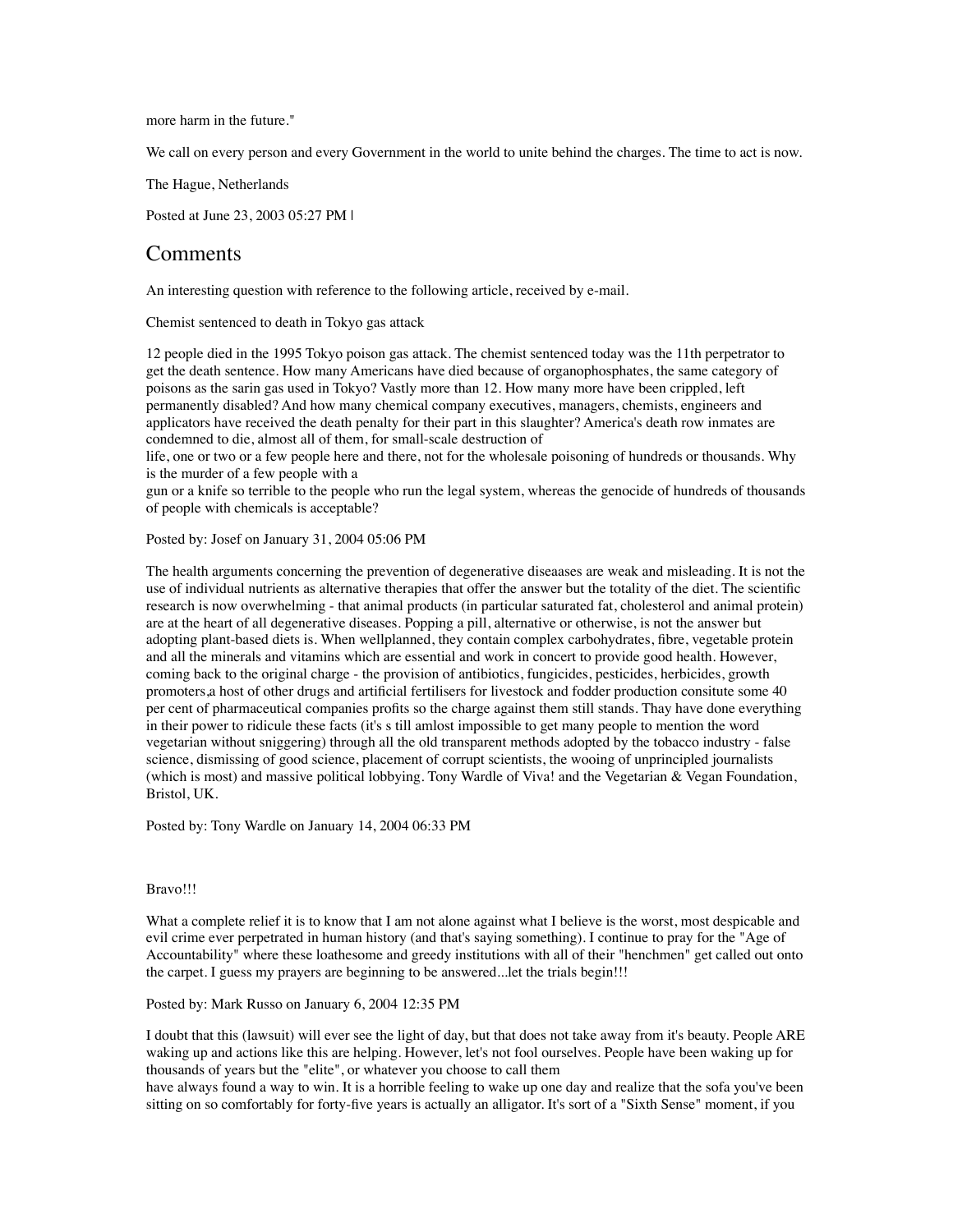more harm in the future."

We call on every person and every Government in the world to unite behind the charges. The time to act is now.

The Hague, Netherlands

Posted at June 23, 2003 05:27 PM |

## Comments

An interesting question with reference to the following article, received by e-mail.

Chemist sentenced to death in Tokyo gas attack

12 people died in the 1995 Tokyo poison gas attack. The chemist sentenced today was the 11th perpetrator to get the death sentence. How many Americans have died because of organophosphates, the same category of poisons as the sarin gas used in Tokyo? Vastly more than 12. How many more have been crippled, left permanently disabled? And how many chemical company executives, managers, chemists, engineers and applicators have received the death penalty for their part in this slaughter? America's death row inmates are condemned to die, almost all of them, for small-scale destruction of life, one or two or a few people here and there, not for the wholesale poisoning of hundreds or thousands. Why is the murder of a few people with a gun or a knife so terrible to the people who run the legal system, whereas the genocide of hundreds of thousands of people with chemicals is acceptable?

Posted by: Josef on January 31, 2004 05:06 PM

The health arguments concerning the prevention of degenerative diseaases are weak and misleading. It is not the use of individual nutrients as alternative therapies that offer the answer but the totality of the diet. The scientific research is now overwhelming - that animal products (in particular saturated fat, cholesterol and animal protein) are at the heart of all degenerative diseases. Popping a pill, alternative or otherwise, is not the answer but adopting plant-based diets is. When wellplanned, they contain complex carbohydrates, fibre, vegetable protein and all the minerals and vitamins which are essential and work in concert to provide good health. However, coming back to the original charge - the provision of antibiotics, fungicides, pesticides, herbicides, growth promoters,a host of other drugs and artificial fertilisers for livestock and fodder production consitute some 40 per cent of pharmaceutical companies profits so the charge against them still stands. Thay have done everything in their power to ridicule these facts (it's s till amlost impossible to get many people to mention the word vegetarian without sniggering) through all the old transparent methods adopted by the tobacco industry - false science, dismissing of good science, placement of corrupt scientists, the wooing of unprincipled journalists (which is most) and massive political lobbying. Tony Wardle of Viva! and the Vegetarian & Vegan Foundation, Bristol, UK.

Posted by: Tony Wardle on January 14, 2004 06:33 PM

Bravo!!!

What a complete relief it is to know that I am not alone against what I believe is the worst, most despicable and evil crime ever perpetrated in human history (and that's saying something). I continue to pray for the "Age of Accountability" where these loathesome and greedy institutions with all of their "henchmen" get called out onto the carpet. I guess my prayers are beginning to be answered...let the trials begin!!!

Posted by: Mark Russo on January 6, 2004 12:35 PM

I doubt that this (lawsuit) will ever see the light of day, but that does not take away from it's beauty. People ARE waking up and actions like this are helping. However, let's not fool ourselves. People have been waking up for thousands of years but the "elite", or whatever you choose to call them have always found a way to win. It is a horrible feeling to wake up one day and realize that the sofa you've been sitting on so comfortably for forty-five years is actually an alligator. It's sort of a "Sixth Sense" moment, if you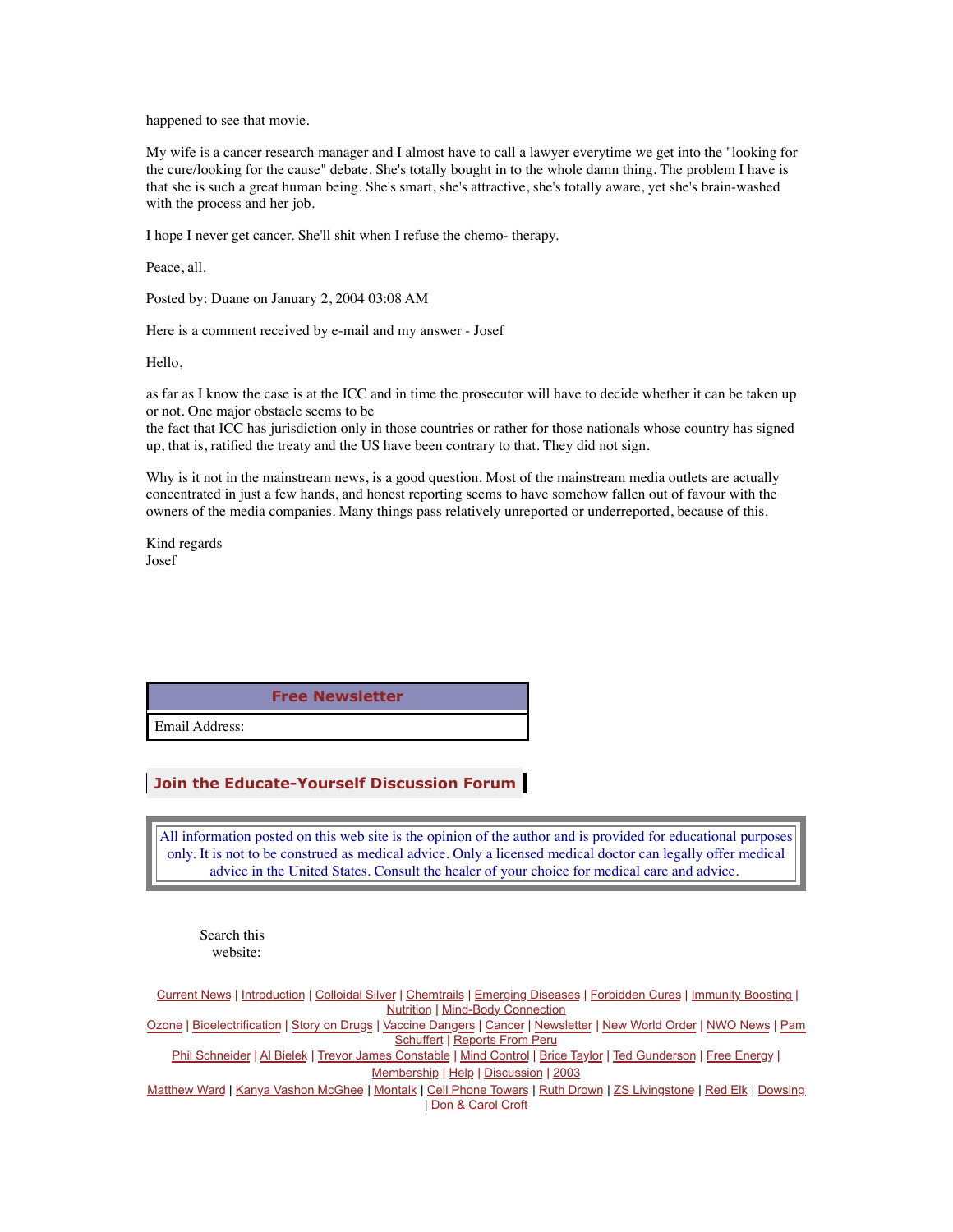happened to see that movie.

My wife is a cancer research manager and I almost have to call a lawyer everytime we get into the "looking for the cure/looking for the cause" debate. She's totally bought in to the whole damn thing. The problem I have is that she is such a great human being. She's smart, she's attractive, she's totally aware, yet she's brain-washed with the process and her job.

I hope I never get cancer. She'll shit when I refuse the chemo- therapy.

Peace, all.

Posted by: Duane on January 2, 2004 03:08 AM

Here is a comment received by e-mail and my answer - Josef

Hello,

as far as I know the case is at the ICC and in time the prosecutor will have to decide whether it can be taken up or not. One major obstacle seems to be
the fact that ICC has jurisdiction only in those countries or rather for those nationals whose country has signed up, that is, ratified the treaty and the US have been contrary to that. They did not sign.

Why is it not in the mainstream news, is a good question. Most of the mainstream media outlets are actually concentrated in just a few hands, and honest reporting seems to have somehow fallen out of favour with the owners of the media companies. Many things pass relatively unreported or underreported, because of this.

Kind regards
Josef

**Free Newsletter**

Email Address:

**Join the Educate-Yourself Discussion Forum**

All information posted on this web site is the opinion of the author and is provided for educational purposes only. It is not to be construed as medical advice. Only a licensed medical doctor can legally offer medical advice in the United States. Consult the healer of your choice for medical care and advice.

Search this website:

Current News | Introduction | Colloidal Silver | Chemtrails | Emerging Diseases | Forbidden Cures | Immunity Boosting | Nutrition | Mind-Body Connection
Ozone | Bioelectrification | Story on Drugs | Vaccine Dangers | Cancer | Newsletter | New World Order | NWO News | Pam Schuffert | Reports From Peru
Phil Schneider | Al Bielek | Trevor James Constable | Mind Control | Brice Taylor | Ted Gunderson | Free Energy | Membership | Help | Discussion | 2003
Matthew Ward | Kanya Vashon McGhee | Montalk | Cell Phone Towers | Ruth Drown | ZS Livingstone | Red Elk | Dowsing | Don & Carol Croft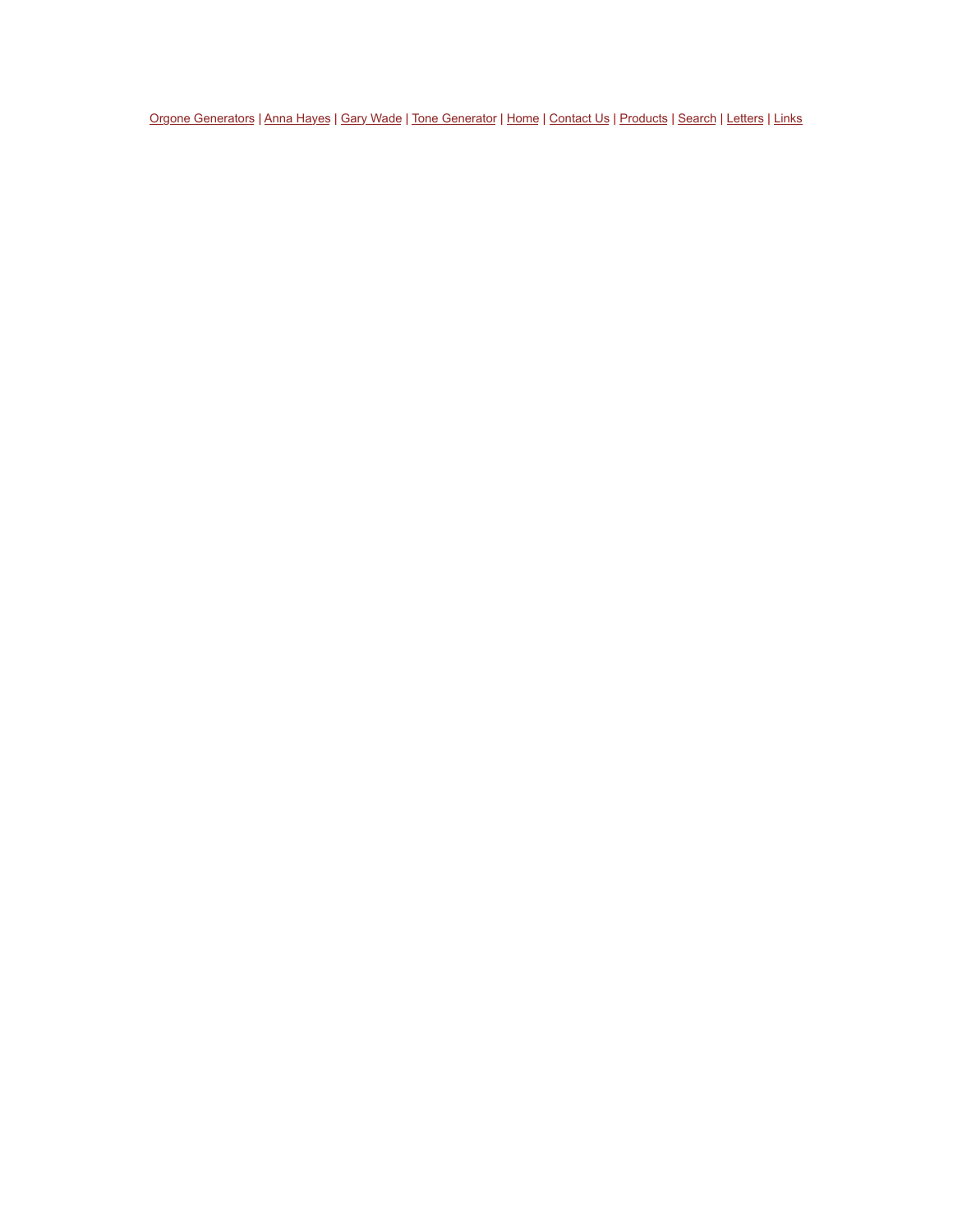Orgone Generators | Anna Hayes | Gary Wade | Tone Generator | Home | Contact Us | Products | Search | Letters | Links